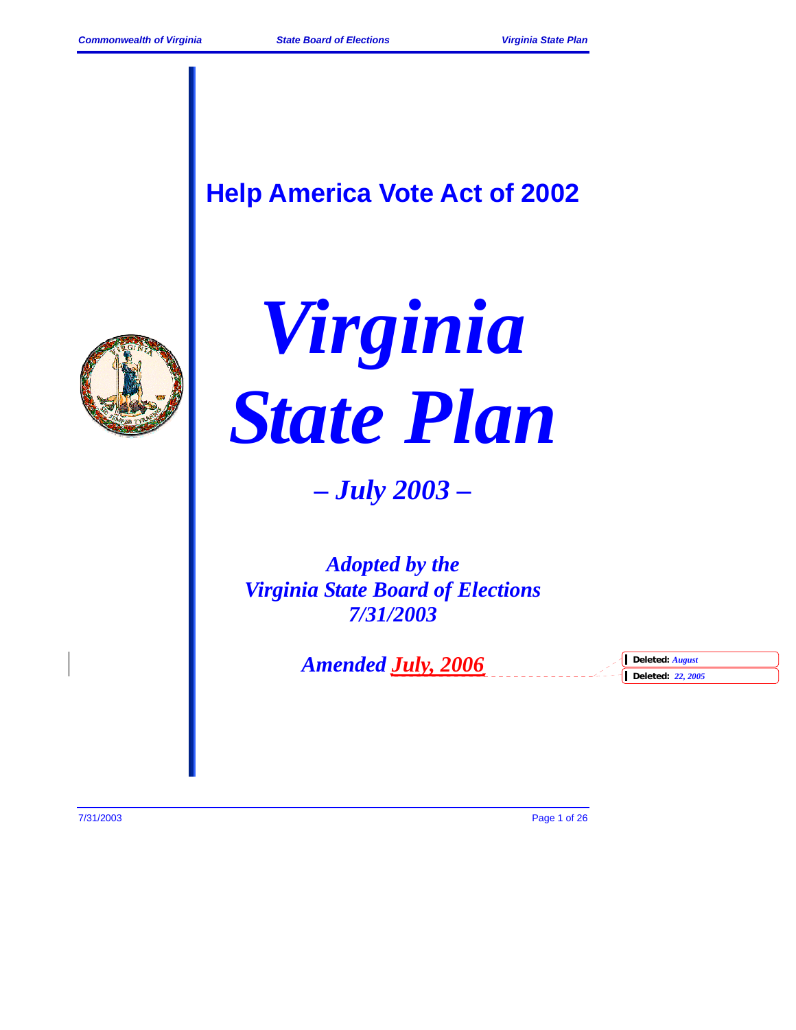# Help America Vote Act of 2002

# *Virginia State Plan*

***– July 2003 –***

***Adopted by the Virginia State Board of Elections 7/31/2003***

***Amended July, 2006***

**Deleted:** *August*

**Deleted:** *22, 2005*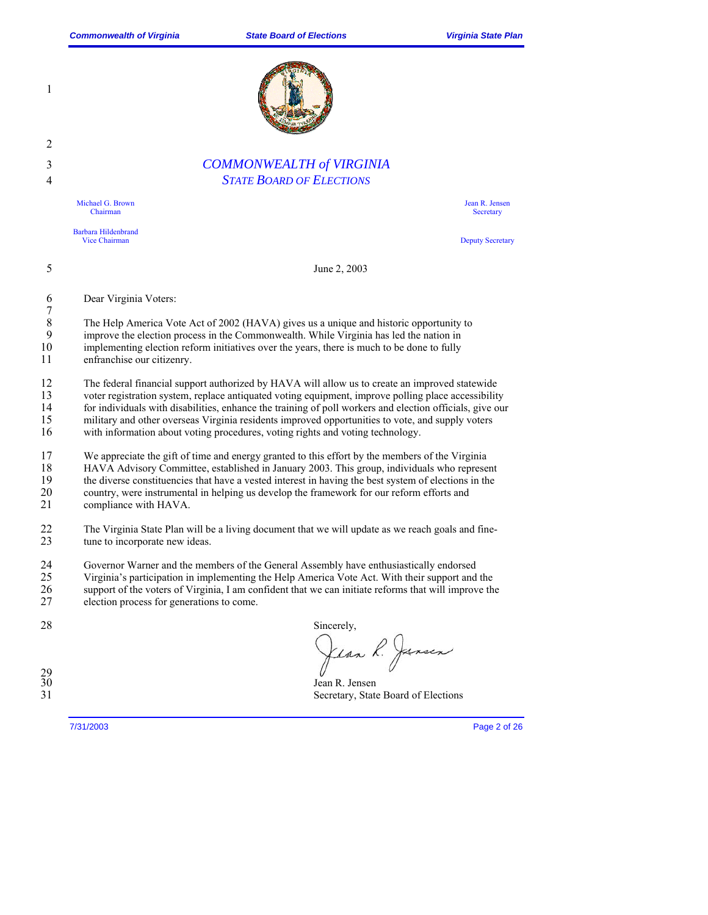# COMMONWEALTH of VIRGINIA
## STATE BOARD OF ELECTIONS

Michael G. Brown
Chairman

Barbara Hildenbrand
Vice Chairman

Jean R. Jensen
Secretary

Deputy Secretary

June 2, 2003

Dear Virginia Voters:

The Help America Vote Act of 2002 (HAVA) gives us a unique and historic opportunity to improve the election process in the Commonwealth. While Virginia has led the nation in implementing election reform initiatives over the years, there is much to be done to fully enfranchise our citizenry.

The federal financial support authorized by HAVA will allow us to create an improved statewide voter registration system, replace antiquated voting equipment, improve polling place accessibility for individuals with disabilities, enhance the training of poll workers and election officials, give our military and other overseas Virginia residents improved opportunities to vote, and supply voters with information about voting procedures, voting rights and voting technology.

We appreciate the gift of time and energy granted to this effort by the members of the Virginia HAVA Advisory Committee, established in January 2003. This group, individuals who represent the diverse constituencies that have a vested interest in having the best system of elections in the country, were instrumental in helping us develop the framework for our reform efforts and compliance with HAVA.

The Virginia State Plan will be a living document that we will update as we reach goals and fine-tune to incorporate new ideas.

Governor Warner and the members of the General Assembly have enthusiastically endorsed Virginia's participation in implementing the Help America Vote Act. With their support and the support of the voters of Virginia, I am confident that we can initiate reforms that will improve the election process for generations to come.

Sincerely,

Jean R. Jensen
Secretary, State Board of Elections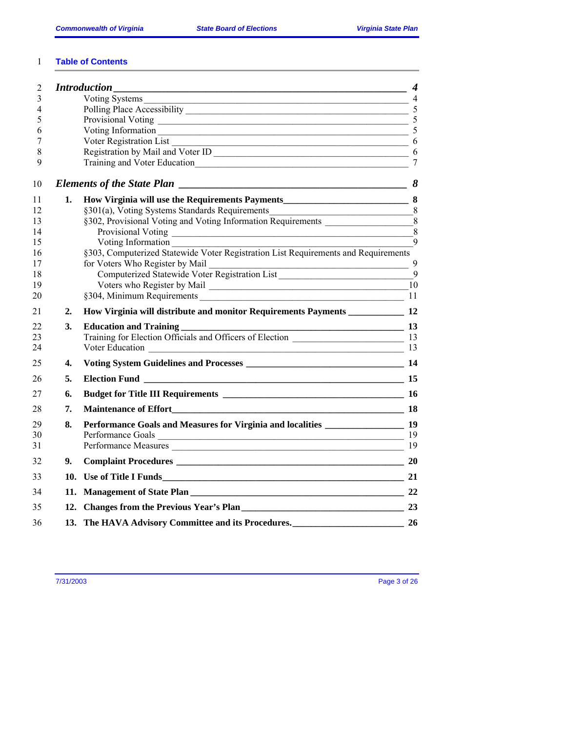## Table of Contents

*Introduction* — 4
- Voting Systems — 4
- Polling Place Accessibility — 5
- Provisional Voting — 5
- Voting Information — 5
- Voter Registration List — 6
- Registration by Mail and Voter ID — 6
- Training and Voter Education — 7

*Elements of the State Plan* — 8

**1. How Virginia will use the Requirements Payments** — 8
- §301(a), Voting Systems Standards Requirements — 8
- §302, Provisional Voting and Voting Information Requirements — 8
  - Provisional Voting — 8
  - Voting Information — 9
- §303, Computerized Statewide Voter Registration List Requirements and Requirements for Voters Who Register by Mail — 9
  - Computerized Statewide Voter Registration List — 9
  - Voters who Register by Mail — 10
- §304, Minimum Requirements — 11

**2. How Virginia will distribute and monitor Requirements Payments** — 12

**3. Education and Training** — 13
- Training for Election Officials and Officers of Election — 13
- Voter Education — 13

**4. Voting System Guidelines and Processes** — 14

**5. Election Fund** — 15

**6. Budget for Title III Requirements** — 16

**7. Maintenance of Effort** — 18

**8. Performance Goals and Measures for Virginia and localities** — 19
- Performance Goals — 19
- Performance Measures — 19

**9. Complaint Procedures** — 20

**10. Use of Title I Funds** — 21

**11. Management of State Plan** — 22

**12. Changes from the Previous Year's Plan** — 23

**13. The HAVA Advisory Committee and its Procedures.** — 26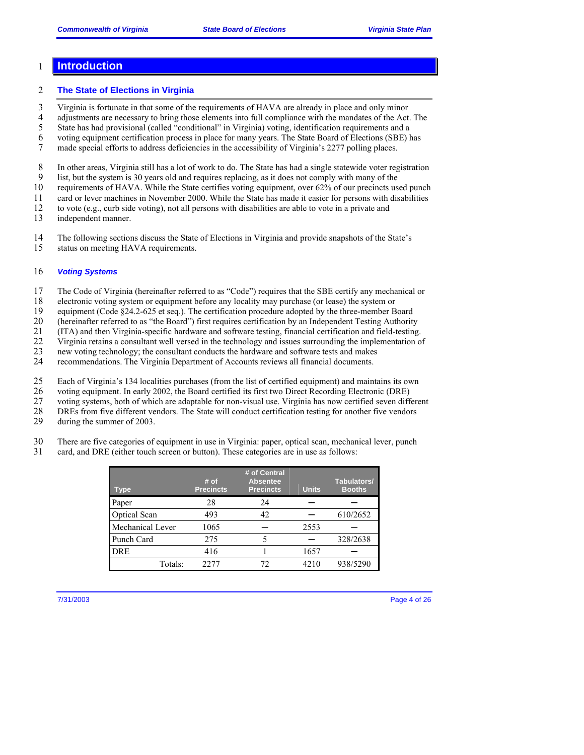# Introduction

## The State of Elections in Virginia

Virginia is fortunate in that some of the requirements of HAVA are already in place and only minor adjustments are necessary to bring those elements into full compliance with the mandates of the Act. The State has had provisional (called "conditional" in Virginia) voting, identification requirements and a voting equipment certification process in place for many years. The State Board of Elections (SBE) has made special efforts to address deficiencies in the accessibility of Virginia's 2277 polling places.

In other areas, Virginia still has a lot of work to do. The State has had a single statewide voter registration list, but the system is 30 years old and requires replacing, as it does not comply with many of the requirements of HAVA. While the State certifies voting equipment, over 62% of our precincts used punch card or lever machines in November 2000. While the State has made it easier for persons with disabilities to vote (e.g., curb side voting), not all persons with disabilities are able to vote in a private and independent manner.

The following sections discuss the State of Elections in Virginia and provide snapshots of the State's status on meeting HAVA requirements.

### *Voting Systems*

The Code of Virginia (hereinafter referred to as "Code") requires that the SBE certify any mechanical or electronic voting system or equipment before any locality may purchase (or lease) the system or equipment (Code §24.2-625 et seq.). The certification procedure adopted by the three-member Board (hereinafter referred to as "the Board") first requires certification by an Independent Testing Authority (ITA) and then Virginia-specific hardware and software testing, financial certification and field-testing. Virginia retains a consultant well versed in the technology and issues surrounding the implementation of new voting technology; the consultant conducts the hardware and software tests and makes recommendations. The Virginia Department of Accounts reviews all financial documents.

Each of Virginia's 134 localities purchases (from the list of certified equipment) and maintains its own voting equipment. In early 2002, the Board certified its first two Direct Recording Electronic (DRE) voting systems, both of which are adaptable for non-visual use. Virginia has now certified seven different DREs from five different vendors. The State will conduct certification testing for another five vendors during the summer of 2003.

There are five categories of equipment in use in Virginia: paper, optical scan, mechanical lever, punch card, and DRE (either touch screen or button). These categories are in use as follows:

| Type | # of Precincts | # of Central Absentee Precincts | Units | Tabulators/ Booths |
|---|---|---|---|---|
| Paper | 28 | 24 | — | — |
| Optical Scan | 493 | 42 | — | 610/2652 |
| Mechanical Lever | 1065 | — | 2553 | — |
| Punch Card | 275 | 5 | — | 328/2638 |
| DRE | 416 | 1 | 1657 | — |
| Totals: | 2277 | 72 | 4210 | 938/5290 |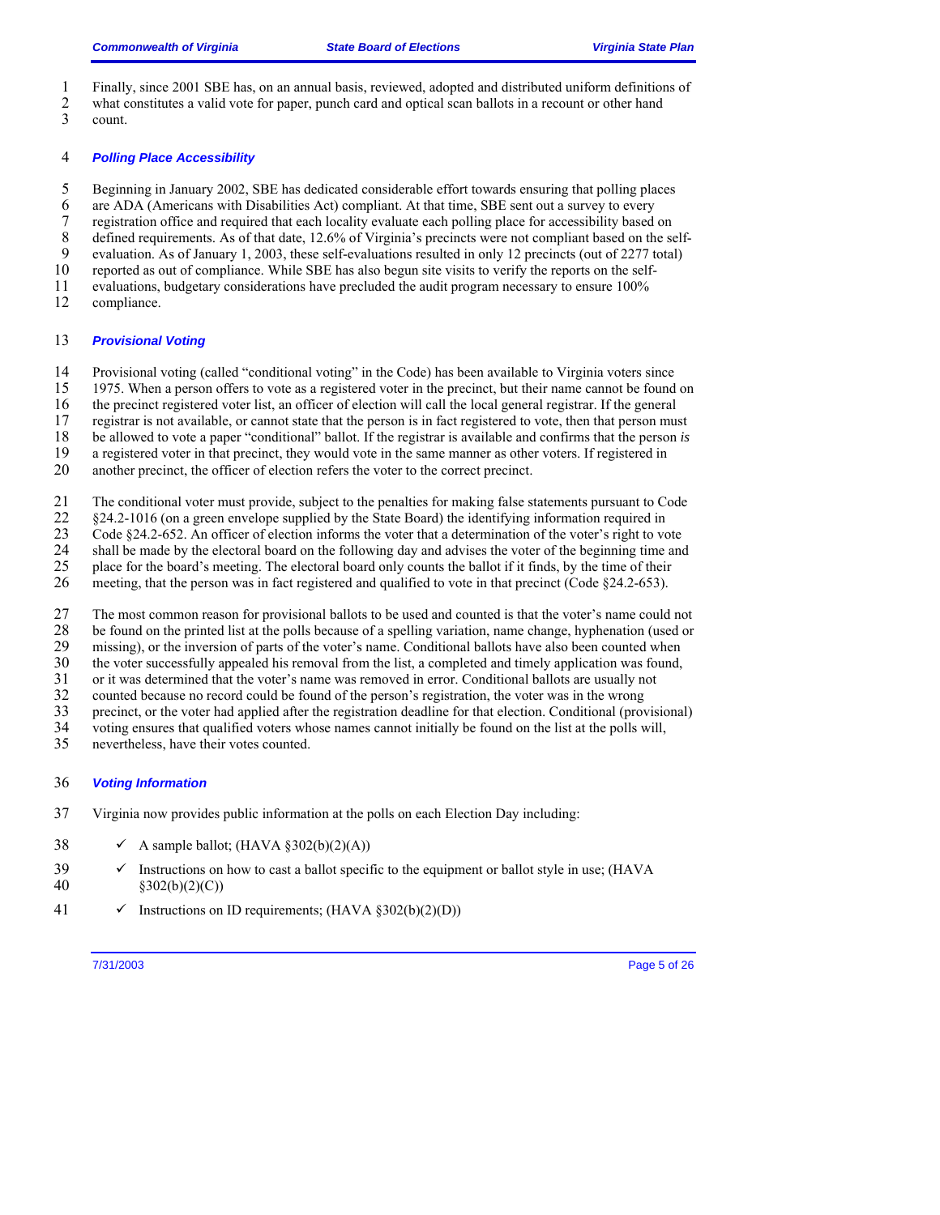Finally, since 2001 SBE has, on an annual basis, reviewed, adopted and distributed uniform definitions of what constitutes a valid vote for paper, punch card and optical scan ballots in a recount or other hand count.

### Polling Place Accessibility

Beginning in January 2002, SBE has dedicated considerable effort towards ensuring that polling places are ADA (Americans with Disabilities Act) compliant. At that time, SBE sent out a survey to every registration office and required that each locality evaluate each polling place for accessibility based on defined requirements. As of that date, 12.6% of Virginia's precincts were not compliant based on the self-evaluation. As of January 1, 2003, these self-evaluations resulted in only 12 precincts (out of 2277 total) reported as out of compliance. While SBE has also begun site visits to verify the reports on the self-evaluations, budgetary considerations have precluded the audit program necessary to ensure 100% compliance.

### Provisional Voting

Provisional voting (called "conditional voting" in the Code) has been available to Virginia voters since 1975. When a person offers to vote as a registered voter in the precinct, but their name cannot be found on the precinct registered voter list, an officer of election will call the local general registrar. If the general registrar is not available, or cannot state that the person is in fact registered to vote, then that person must be allowed to vote a paper "conditional" ballot. If the registrar is available and confirms that the person *is* a registered voter in that precinct, they would vote in the same manner as other voters. If registered in another precinct, the officer of election refers the voter to the correct precinct.

The conditional voter must provide, subject to the penalties for making false statements pursuant to Code §24.2-1016 (on a green envelope supplied by the State Board) the identifying information required in Code §24.2-652. An officer of election informs the voter that a determination of the voter's right to vote shall be made by the electoral board on the following day and advises the voter of the beginning time and place for the board's meeting. The electoral board only counts the ballot if it finds, by the time of their meeting, that the person was in fact registered and qualified to vote in that precinct (Code §24.2-653).

The most common reason for provisional ballots to be used and counted is that the voter's name could not be found on the printed list at the polls because of a spelling variation, name change, hyphenation (used or missing), or the inversion of parts of the voter's name. Conditional ballots have also been counted when the voter successfully appealed his removal from the list, a completed and timely application was found, or it was determined that the voter's name was removed in error. Conditional ballots are usually not counted because no record could be found of the person's registration, the voter was in the wrong precinct, or the voter had applied after the registration deadline for that election. Conditional (provisional) voting ensures that qualified voters whose names cannot initially be found on the list at the polls will, nevertheless, have their votes counted.

### Voting Information

Virginia now provides public information at the polls on each Election Day including:

- ✓ A sample ballot; (HAVA §302(b)(2)(A))
- ✓ Instructions on how to cast a ballot specific to the equipment or ballot style in use; (HAVA §302(b)(2)(C))
- ✓ Instructions on ID requirements; (HAVA §302(b)(2)(D))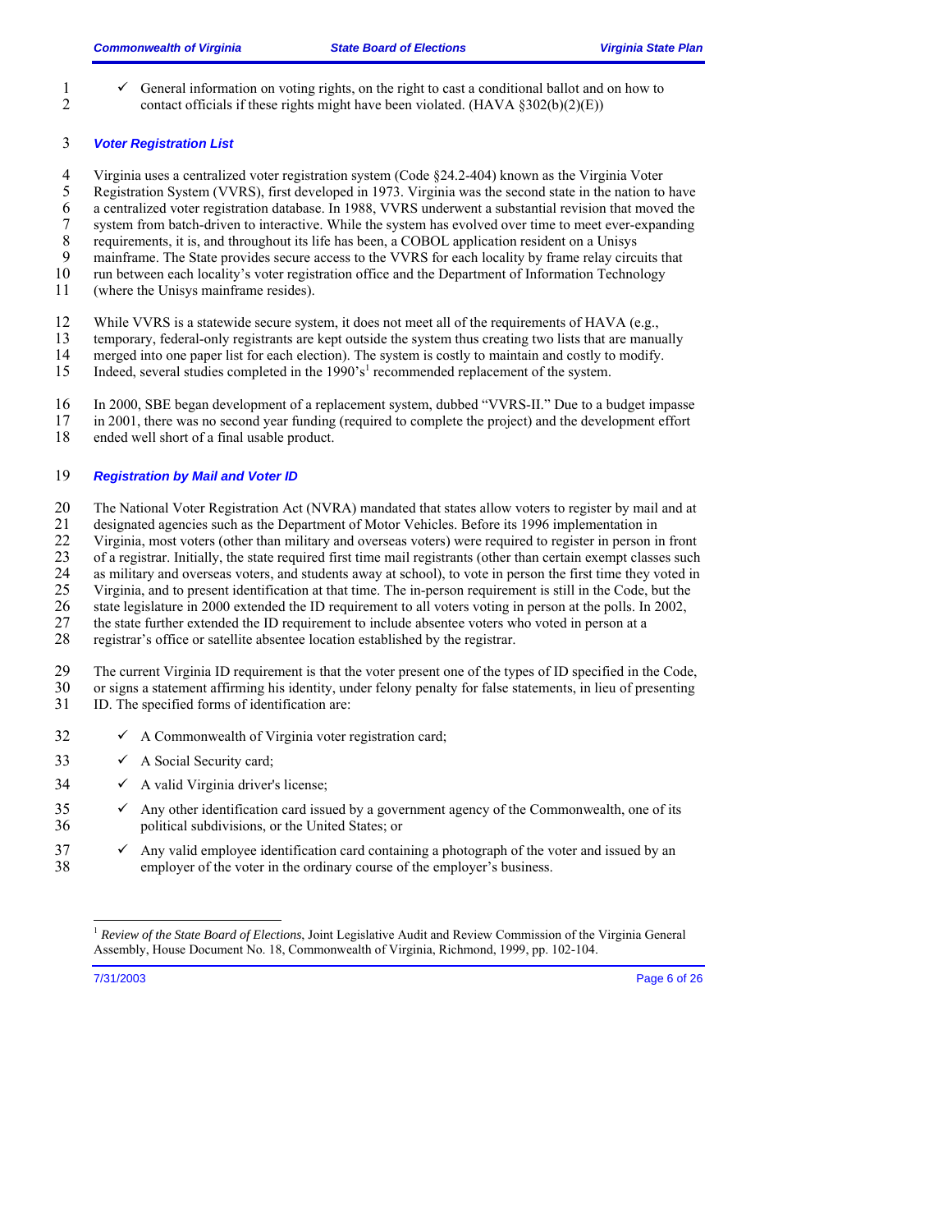- ✓ General information on voting rights, on the right to cast a conditional ballot and on how to contact officials if these rights might have been violated. (HAVA §302(b)(2)(E))

### *Voter Registration List*

Virginia uses a centralized voter registration system (Code §24.2-404) known as the Virginia Voter Registration System (VVRS), first developed in 1973. Virginia was the second state in the nation to have a centralized voter registration database. In 1988, VVRS underwent a substantial revision that moved the system from batch-driven to interactive. While the system has evolved over time to meet ever-expanding requirements, it is, and throughout its life has been, a COBOL application resident on a Unisys mainframe. The State provides secure access to the VVRS for each locality by frame relay circuits that run between each locality's voter registration office and the Department of Information Technology (where the Unisys mainframe resides).

While VVRS is a statewide secure system, it does not meet all of the requirements of HAVA (e.g., temporary, federal-only registrants are kept outside the system thus creating two lists that are manually merged into one paper list for each election). The system is costly to maintain and costly to modify. Indeed, several studies completed in the 1990's[1] recommended replacement of the system.

In 2000, SBE began development of a replacement system, dubbed "VVRS-II." Due to a budget impasse in 2001, there was no second year funding (required to complete the project) and the development effort ended well short of a final usable product.

### *Registration by Mail and Voter ID*

The National Voter Registration Act (NVRA) mandated that states allow voters to register by mail and at designated agencies such as the Department of Motor Vehicles. Before its 1996 implementation in Virginia, most voters (other than military and overseas voters) were required to register in person in front of a registrar. Initially, the state required first time mail registrants (other than certain exempt classes such as military and overseas voters, and students away at school), to vote in person the first time they voted in Virginia, and to present identification at that time. The in-person requirement is still in the Code, but the state legislature in 2000 extended the ID requirement to all voters voting in person at the polls. In 2002, the state further extended the ID requirement to include absentee voters who voted in person at a registrar's office or satellite absentee location established by the registrar.

The current Virginia ID requirement is that the voter present one of the types of ID specified in the Code, or signs a statement affirming his identity, under felony penalty for false statements, in lieu of presenting ID. The specified forms of identification are:

- ✓ A Commonwealth of Virginia voter registration card;
- ✓ A Social Security card;
- ✓ A valid Virginia driver's license;
- ✓ Any other identification card issued by a government agency of the Commonwealth, one of its political subdivisions, or the United States; or
- ✓ Any valid employee identification card containing a photograph of the voter and issued by an employer of the voter in the ordinary course of the employer's business.

---

[1] *Review of the State Board of Elections*, Joint Legislative Audit and Review Commission of the Virginia General Assembly, House Document No. 18, Commonwealth of Virginia, Richmond, 1999, pp. 102-104.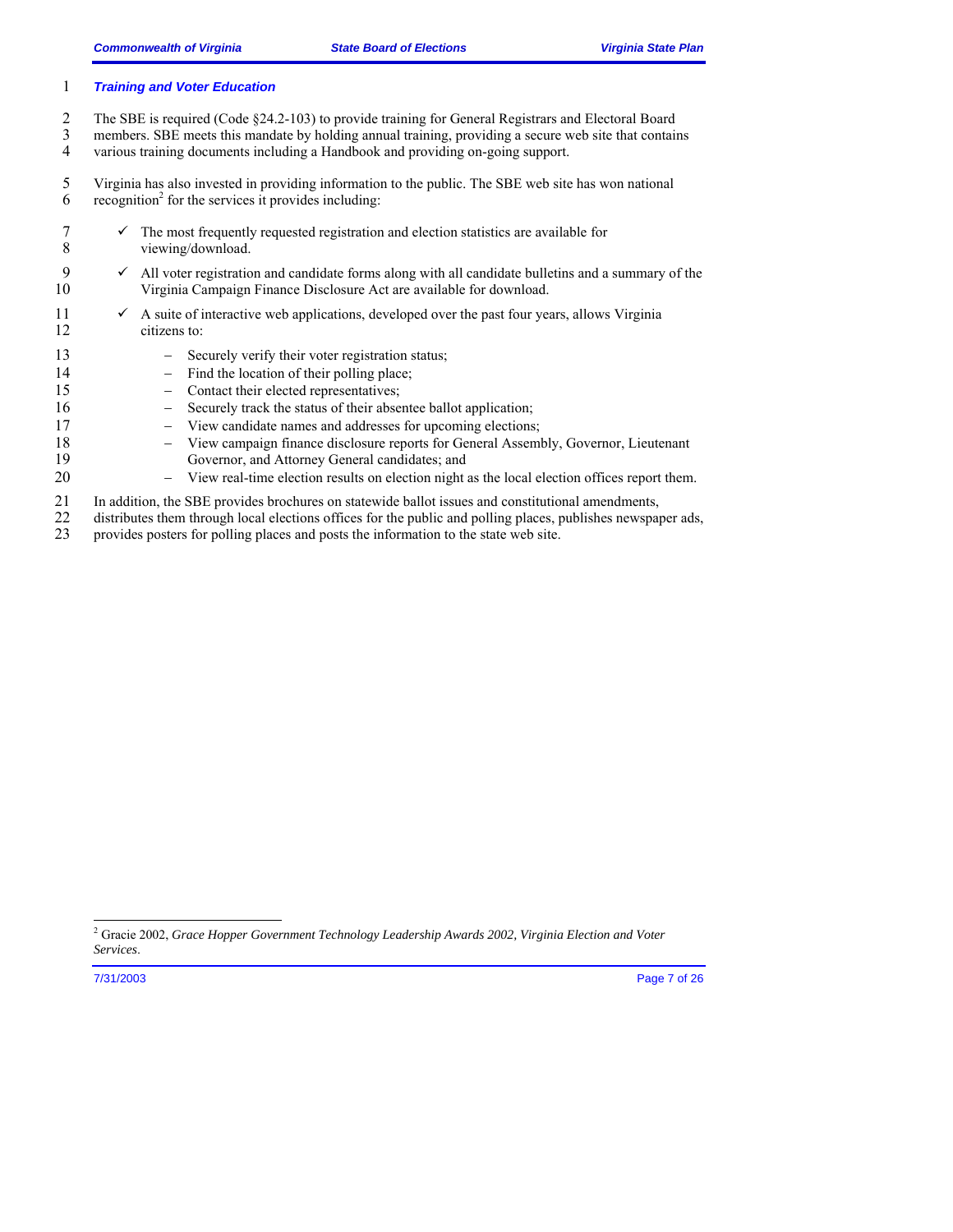### *Training and Voter Education*

The SBE is required (Code §24.2-103) to provide training for General Registrars and Electoral Board members. SBE meets this mandate by holding annual training, providing a secure web site that contains various training documents including a Handbook and providing on-going support.

Virginia has also invested in providing information to the public. The SBE web site has won national recognition[2] for the services it provides including:

- ✓ The most frequently requested registration and election statistics are available for viewing/download.
- ✓ All voter registration and candidate forms along with all candidate bulletins and a summary of the Virginia Campaign Finance Disclosure Act are available for download.
- ✓ A suite of interactive web applications, developed over the past four years, allows Virginia citizens to:
  - Securely verify their voter registration status;
  - Find the location of their polling place;
  - Contact their elected representatives;
  - Securely track the status of their absentee ballot application;
  - View candidate names and addresses for upcoming elections;
  - View campaign finance disclosure reports for General Assembly, Governor, Lieutenant Governor, and Attorney General candidates; and
  - View real-time election results on election night as the local election offices report them.

In addition, the SBE provides brochures on statewide ballot issues and constitutional amendments, distributes them through local elections offices for the public and polling places, publishes newspaper ads, provides posters for polling places and posts the information to the state web site.

---

[2] Gracie 2002, *Grace Hopper Government Technology Leadership Awards 2002, Virginia Election and Voter Services*.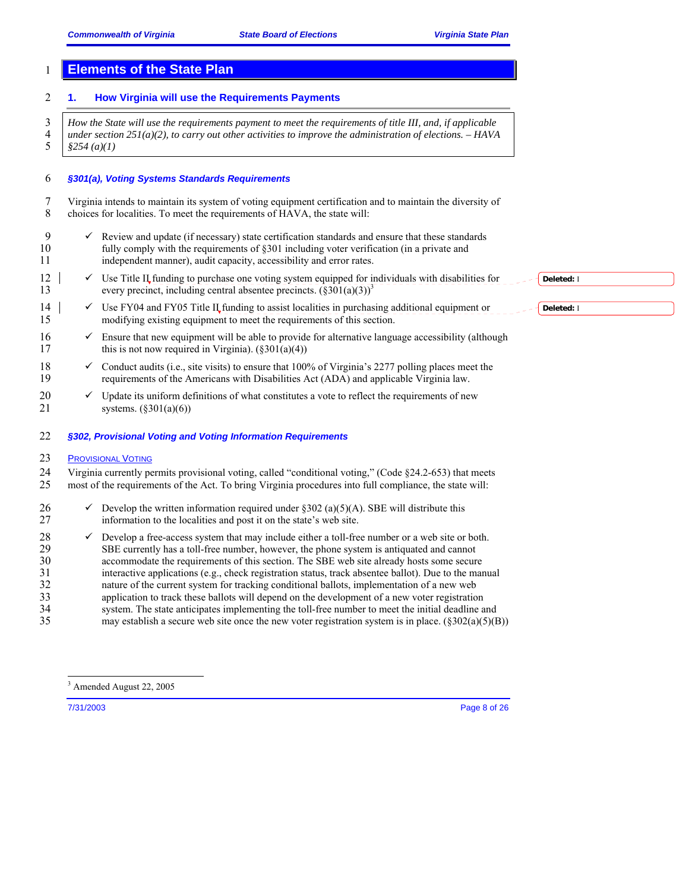# Elements of the State Plan

## 1. How Virginia will use the Requirements Payments

*How the State will use the requirements payment to meet the requirements of title III, and, if applicable under section 251(a)(2), to carry out other activities to improve the administration of elections. – HAVA §254 (a)(1)*

### *§301(a), Voting Systems Standards Requirements*

Virginia intends to maintain its system of voting equipment certification and to maintain the diversity of choices for localities. To meet the requirements of HAVA, the state will:

- ✓ Review and update (if necessary) state certification standards and ensure that these standards fully comply with the requirements of §301 including voter verification (in a private and independent manner), audit capacity, accessibility and error rates.
- ✓ Use Title II funding to purchase one voting system equipped for individuals with disabilities for every precinct, including central absentee precincts. (§301(a)(3))[3]
- ✓ Use FY04 and FY05 Title II funding to assist localities in purchasing additional equipment or modifying existing equipment to meet the requirements of this section.
- ✓ Ensure that new equipment will be able to provide for alternative language accessibility (although this is not now required in Virginia). (§301(a)(4))
- ✓ Conduct audits (i.e., site visits) to ensure that 100% of Virginia's 2277 polling places meet the requirements of the Americans with Disabilities Act (ADA) and applicable Virginia law.
- ✓ Update its uniform definitions of what constitutes a vote to reflect the requirements of new systems. (§301(a)(6))

### *§302, Provisional Voting and Voting Information Requirements*

PROVISIONAL VOTING

Virginia currently permits provisional voting, called "conditional voting," (Code §24.2-653) that meets most of the requirements of the Act. To bring Virginia procedures into full compliance, the state will:

- ✓ Develop the written information required under §302 (a)(5)(A). SBE will distribute this information to the localities and post it on the state's web site.
- ✓ Develop a free-access system that may include either a toll-free number or a web site or both. SBE currently has a toll-free number, however, the phone system is antiquated and cannot accommodate the requirements of this section. The SBE web site already hosts some secure interactive applications (e.g., check registration status, track absentee ballot). Due to the manual nature of the current system for tracking conditional ballots, implementation of a new web application to track these ballots will depend on the development of a new voter registration system. The state anticipates implementing the toll-free number to meet the initial deadline and may establish a secure web site once the new voter registration system is in place. (§302(a)(5)(B))

[3] Amended August 22, 2005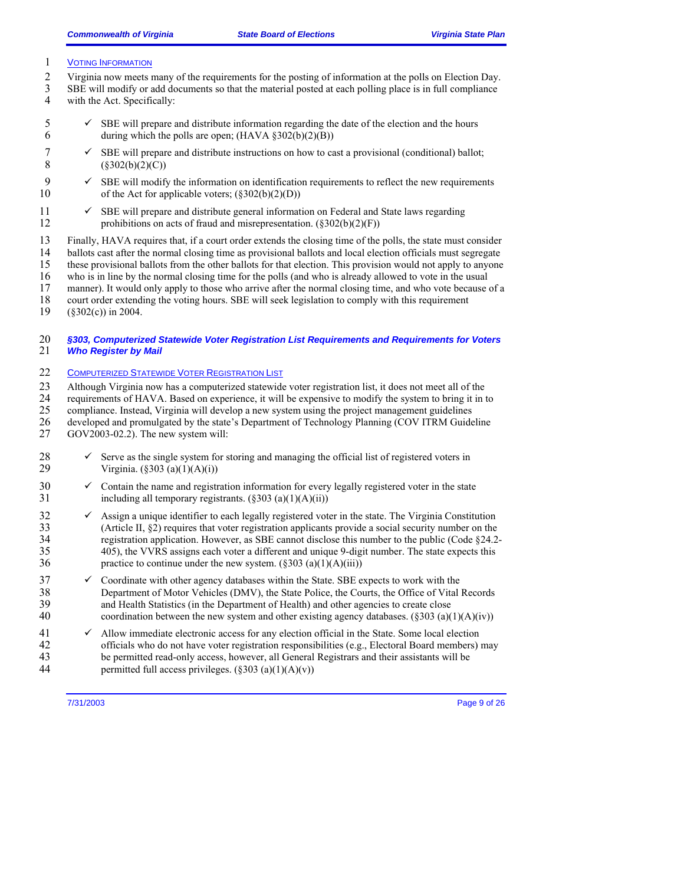#### VOTING INFORMATION

Virginia now meets many of the requirements for the posting of information at the polls on Election Day. SBE will modify or add documents so that the material posted at each polling place is in full compliance with the Act. Specifically:

- ✓ SBE will prepare and distribute information regarding the date of the election and the hours during which the polls are open; (HAVA §302(b)(2)(B))
- ✓ SBE will prepare and distribute instructions on how to cast a provisional (conditional) ballot; (§302(b)(2)(C))
- ✓ SBE will modify the information on identification requirements to reflect the new requirements of the Act for applicable voters; (§302(b)(2)(D))
- ✓ SBE will prepare and distribute general information on Federal and State laws regarding prohibitions on acts of fraud and misrepresentation. (§302(b)(2)(F))

Finally, HAVA requires that, if a court order extends the closing time of the polls, the state must consider ballots cast after the normal closing time as provisional ballots and local election officials must segregate these provisional ballots from the other ballots for that election. This provision would not apply to anyone who is in line by the normal closing time for the polls (and who is already allowed to vote in the usual manner). It would only apply to those who arrive after the normal closing time, and who vote because of a court order extending the voting hours. SBE will seek legislation to comply with this requirement (§302(c)) in 2004.

### *§303, Computerized Statewide Voter Registration List Requirements and Requirements for Voters Who Register by Mail*

#### COMPUTERIZED STATEWIDE VOTER REGISTRATION LIST

Although Virginia now has a computerized statewide voter registration list, it does not meet all of the requirements of HAVA. Based on experience, it will be expensive to modify the system to bring it in to compliance. Instead, Virginia will develop a new system using the project management guidelines developed and promulgated by the state's Department of Technology Planning (COV ITRM Guideline GOV2003-02.2). The new system will:

- ✓ Serve as the single system for storing and managing the official list of registered voters in Virginia. (§303 (a)(1)(A)(i))
- ✓ Contain the name and registration information for every legally registered voter in the state including all temporary registrants. (§303 (a)(1)(A)(ii))
- ✓ Assign a unique identifier to each legally registered voter in the state. The Virginia Constitution (Article II, §2) requires that voter registration applicants provide a social security number on the registration application. However, as SBE cannot disclose this number to the public (Code §24.2-405), the VVRS assigns each voter a different and unique 9-digit number. The state expects this practice to continue under the new system. (§303 (a)(1)(A)(iii))
- ✓ Coordinate with other agency databases within the State. SBE expects to work with the Department of Motor Vehicles (DMV), the State Police, the Courts, the Office of Vital Records and Health Statistics (in the Department of Health) and other agencies to create close coordination between the new system and other existing agency databases. (§303 (a)(1)(A)(iv))
- ✓ Allow immediate electronic access for any election official in the State. Some local election officials who do not have voter registration responsibilities (e.g., Electoral Board members) may be permitted read-only access, however, all General Registrars and their assistants will be permitted full access privileges. (§303 (a)(1)(A)(v))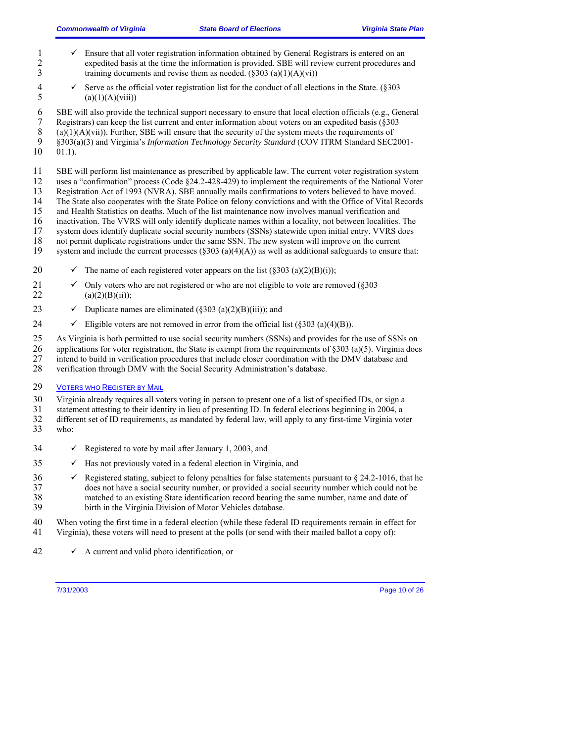- ✓ Ensure that all voter registration information obtained by General Registrars is entered on an expedited basis at the time the information is provided. SBE will review current procedures and training documents and revise them as needed. (§303 (a)(1)(A)(vi))
- ✓ Serve as the official voter registration list for the conduct of all elections in the State. (§303 (a)(1)(A)(viii))

SBE will also provide the technical support necessary to ensure that local election officials (e.g., General Registrars) can keep the list current and enter information about voters on an expedited basis (§303 (a)(1)(A)(vii)). Further, SBE will ensure that the security of the system meets the requirements of §303(a)(3) and Virginia's *Information Technology Security Standard* (COV ITRM Standard SEC2001-01.1).

SBE will perform list maintenance as prescribed by applicable law. The current voter registration system uses a "confirmation" process (Code §24.2-428-429) to implement the requirements of the National Voter Registration Act of 1993 (NVRA). SBE annually mails confirmations to voters believed to have moved. The State also cooperates with the State Police on felony convictions and with the Office of Vital Records and Health Statistics on deaths. Much of the list maintenance now involves manual verification and inactivation. The VVRS will only identify duplicate names within a locality, not between localities. The system does identify duplicate social security numbers (SSNs) statewide upon initial entry. VVRS does not permit duplicate registrations under the same SSN. The new system will improve on the current system and include the current processes (§303 (a)(4)(A)) as well as additional safeguards to ensure that:

- ✓ The name of each registered voter appears on the list (§303 (a)(2)(B)(i));
- ✓ Only voters who are not registered or who are not eligible to vote are removed (§303 (a)(2)(B)(ii));
- ✓ Duplicate names are eliminated (§303 (a)(2)(B)(iii)); and
- ✓ Eligible voters are not removed in error from the official list (§303 (a)(4)(B)).

As Virginia is both permitted to use social security numbers (SSNs) and provides for the use of SSNs on applications for voter registration, the State is exempt from the requirements of §303 (a)(5). Virginia does intend to build in verification procedures that include closer coordination with the DMV database and verification through DMV with the Social Security Administration's database.

### Voters who Register by Mail

Virginia already requires all voters voting in person to present one of a list of specified IDs, or sign a statement attesting to their identity in lieu of presenting ID. In federal elections beginning in 2004, a different set of ID requirements, as mandated by federal law, will apply to any first-time Virginia voter who:

- ✓ Registered to vote by mail after January 1, 2003, and
- ✓ Has not previously voted in a federal election in Virginia, and
- ✓ Registered stating, subject to felony penalties for false statements pursuant to § 24.2-1016, that he does not have a social security number, or provided a social security number which could not be matched to an existing State identification record bearing the same number, name and date of birth in the Virginia Division of Motor Vehicles database.

When voting the first time in a federal election (while these federal ID requirements remain in effect for Virginia), these voters will need to present at the polls (or send with their mailed ballot a copy of):

- ✓ A current and valid photo identification, or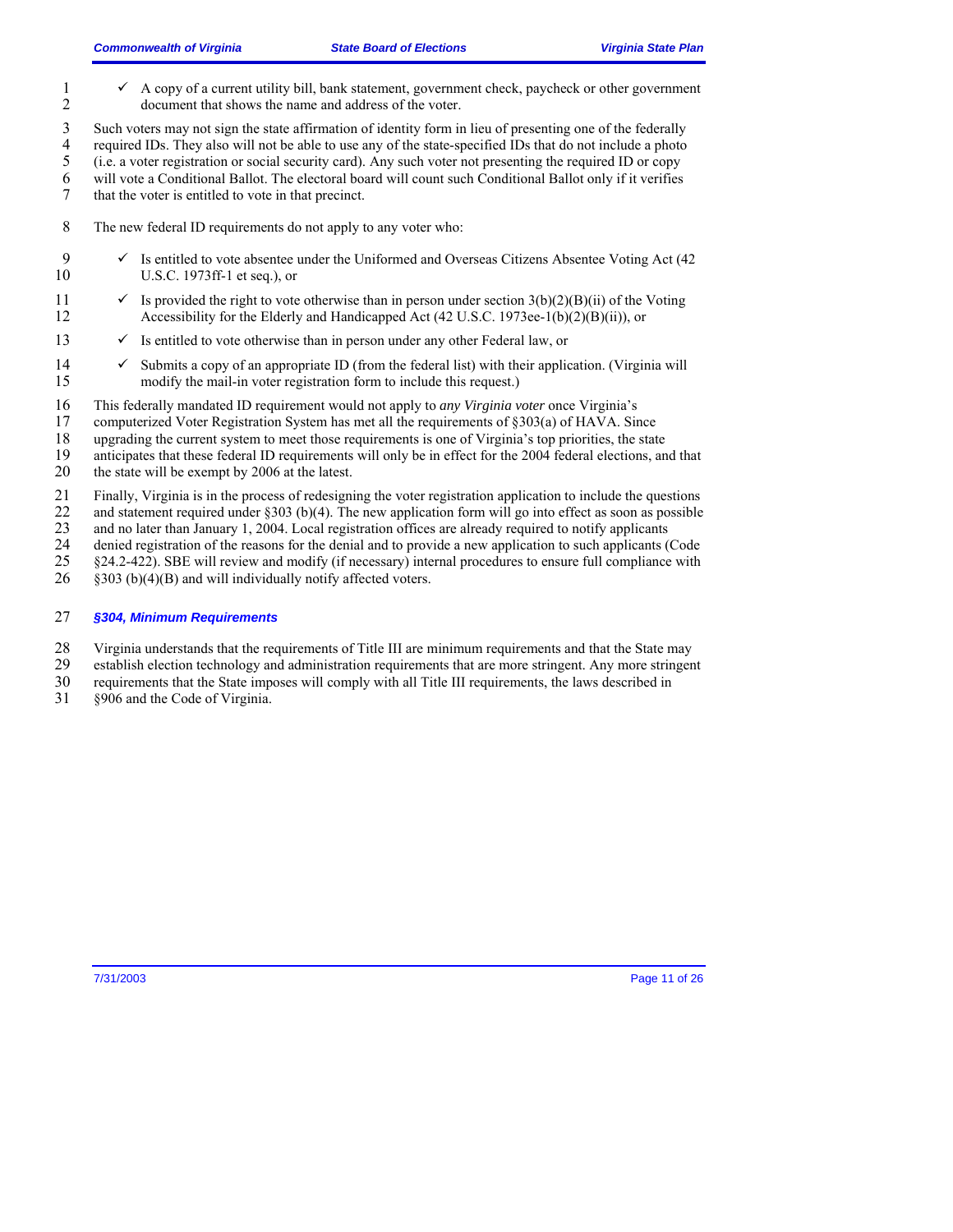- ✓ A copy of a current utility bill, bank statement, government check, paycheck or other government document that shows the name and address of the voter.

Such voters may not sign the state affirmation of identity form in lieu of presenting one of the federally required IDs. They also will not be able to use any of the state-specified IDs that do not include a photo (i.e. a voter registration or social security card). Any such voter not presenting the required ID or copy will vote a Conditional Ballot. The electoral board will count such Conditional Ballot only if it verifies that the voter is entitled to vote in that precinct.

The new federal ID requirements do not apply to any voter who:

- ✓ Is entitled to vote absentee under the Uniformed and Overseas Citizens Absentee Voting Act (42 U.S.C. 1973ff-1 et seq.), or
- ✓ Is provided the right to vote otherwise than in person under section 3(b)(2)(B)(ii) of the Voting Accessibility for the Elderly and Handicapped Act (42 U.S.C. 1973ee-1(b)(2)(B)(ii)), or
- ✓ Is entitled to vote otherwise than in person under any other Federal law, or
- ✓ Submits a copy of an appropriate ID (from the federal list) with their application. (Virginia will modify the mail-in voter registration form to include this request.)

This federally mandated ID requirement would not apply to *any Virginia voter* once Virginia's computerized Voter Registration System has met all the requirements of §303(a) of HAVA. Since upgrading the current system to meet those requirements is one of Virginia's top priorities, the state anticipates that these federal ID requirements will only be in effect for the 2004 federal elections, and that the state will be exempt by 2006 at the latest.

Finally, Virginia is in the process of redesigning the voter registration application to include the questions and statement required under §303 (b)(4). The new application form will go into effect as soon as possible and no later than January 1, 2004. Local registration offices are already required to notify applicants denied registration of the reasons for the denial and to provide a new application to such applicants (Code §24.2-422). SBE will review and modify (if necessary) internal procedures to ensure full compliance with §303 (b)(4)(B) and will individually notify affected voters.

### *§304, Minimum Requirements*

Virginia understands that the requirements of Title III are minimum requirements and that the State may establish election technology and administration requirements that are more stringent. Any more stringent requirements that the State imposes will comply with all Title III requirements, the laws described in §906 and the Code of Virginia.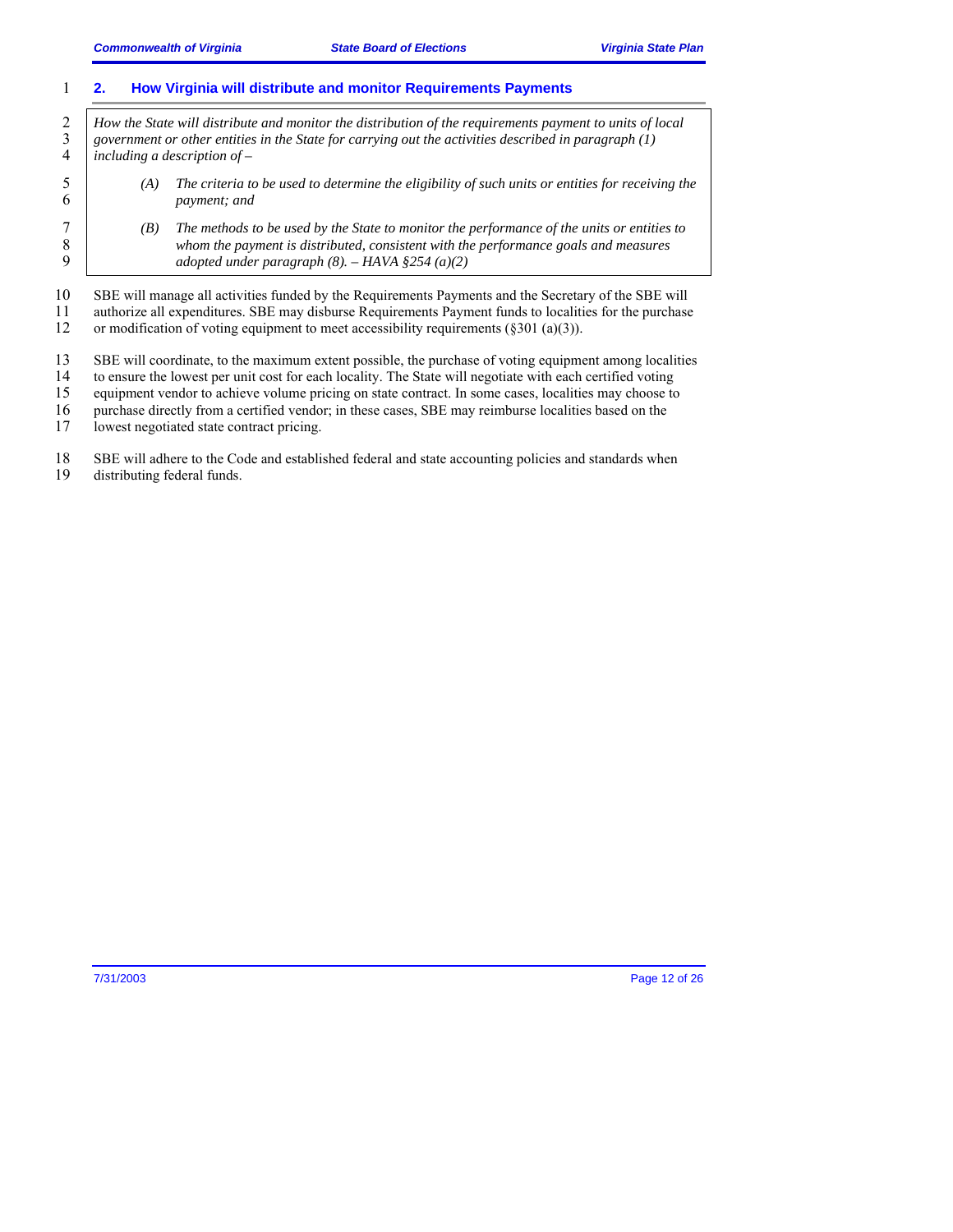## 2. How Virginia will distribute and monitor Requirements Payments

> *How the State will distribute and monitor the distribution of the requirements payment to units of local government or other entities in the State for carrying out the activities described in paragraph (1) including a description of –*
>
> *(A) The criteria to be used to determine the eligibility of such units or entities for receiving the payment; and*
>
> *(B) The methods to be used by the State to monitor the performance of the units or entities to whom the payment is distributed, consistent with the performance goals and measures adopted under paragraph (8). – HAVA §254 (a)(2)*

SBE will manage all activities funded by the Requirements Payments and the Secretary of the SBE will authorize all expenditures. SBE may disburse Requirements Payment funds to localities for the purchase or modification of voting equipment to meet accessibility requirements (§301 (a)(3)).

SBE will coordinate, to the maximum extent possible, the purchase of voting equipment among localities to ensure the lowest per unit cost for each locality. The State will negotiate with each certified voting equipment vendor to achieve volume pricing on state contract. In some cases, localities may choose to purchase directly from a certified vendor; in these cases, SBE may reimburse localities based on the lowest negotiated state contract pricing.

SBE will adhere to the Code and established federal and state accounting policies and standards when distributing federal funds.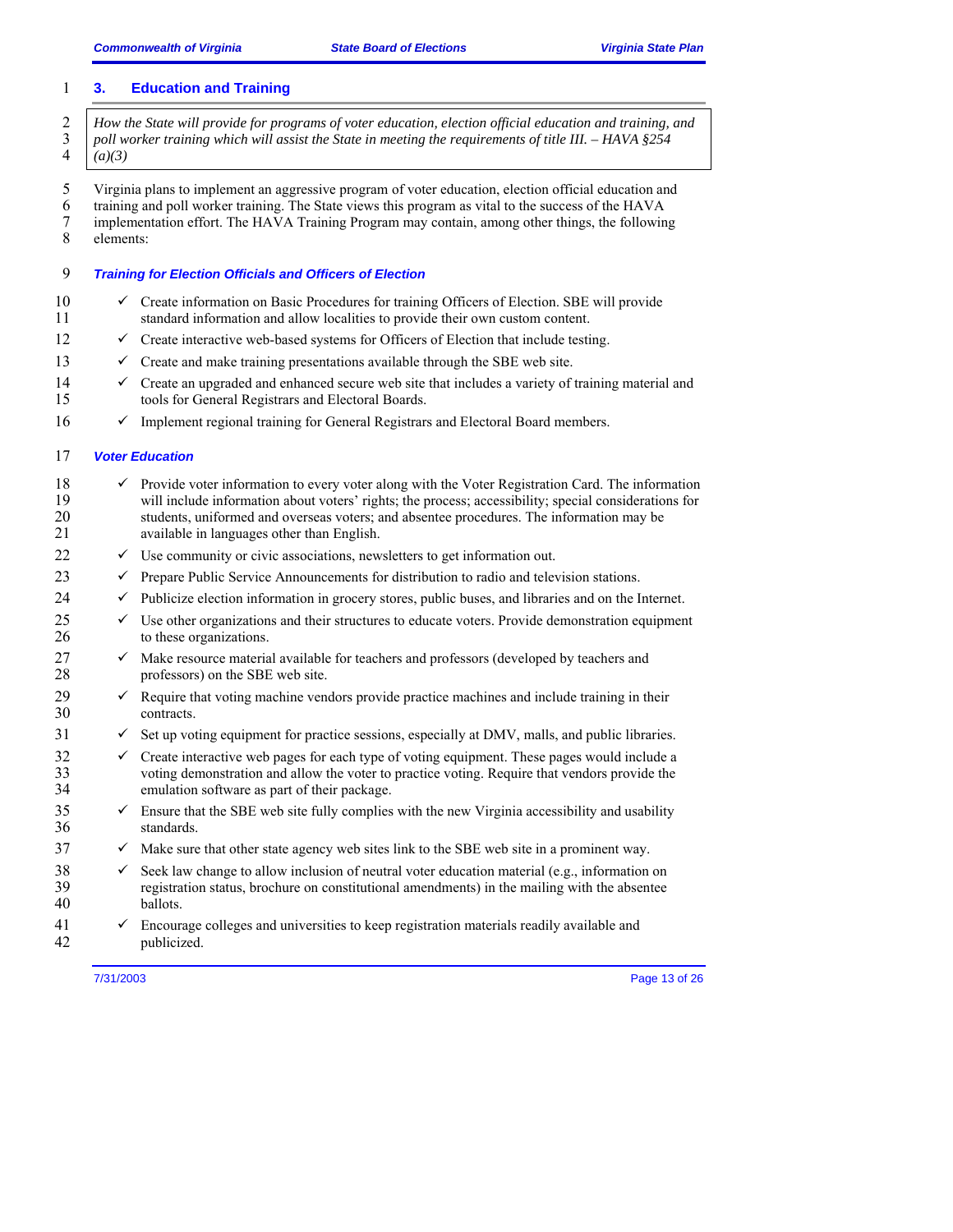## 3. Education and Training

> *How the State will provide for programs of voter education, election official education and training, and poll worker training which will assist the State in meeting the requirements of title III. – HAVA §254 (a)(3)*

Virginia plans to implement an aggressive program of voter education, election official education and training and poll worker training. The State views this program as vital to the success of the HAVA implementation effort. The HAVA Training Program may contain, among other things, the following elements:

### *Training for Election Officials and Officers of Election*

- ✓ Create information on Basic Procedures for training Officers of Election. SBE will provide standard information and allow localities to provide their own custom content.
- ✓ Create interactive web-based systems for Officers of Election that include testing.
- ✓ Create and make training presentations available through the SBE web site.
- ✓ Create an upgraded and enhanced secure web site that includes a variety of training material and tools for General Registrars and Electoral Boards.
- ✓ Implement regional training for General Registrars and Electoral Board members.

### *Voter Education*

- ✓ Provide voter information to every voter along with the Voter Registration Card. The information will include information about voters' rights; the process; accessibility; special considerations for students, uniformed and overseas voters; and absentee procedures. The information may be available in languages other than English.
- ✓ Use community or civic associations, newsletters to get information out.
- ✓ Prepare Public Service Announcements for distribution to radio and television stations.
- ✓ Publicize election information in grocery stores, public buses, and libraries and on the Internet.
- ✓ Use other organizations and their structures to educate voters. Provide demonstration equipment to these organizations.
- ✓ Make resource material available for teachers and professors (developed by teachers and professors) on the SBE web site.
- ✓ Require that voting machine vendors provide practice machines and include training in their contracts.
- ✓ Set up voting equipment for practice sessions, especially at DMV, malls, and public libraries.
- ✓ Create interactive web pages for each type of voting equipment. These pages would include a voting demonstration and allow the voter to practice voting. Require that vendors provide the emulation software as part of their package.
- ✓ Ensure that the SBE web site fully complies with the new Virginia accessibility and usability standards.
- ✓ Make sure that other state agency web sites link to the SBE web site in a prominent way.
- ✓ Seek law change to allow inclusion of neutral voter education material (e.g., information on registration status, brochure on constitutional amendments) in the mailing with the absentee ballots.
- ✓ Encourage colleges and universities to keep registration materials readily available and publicized.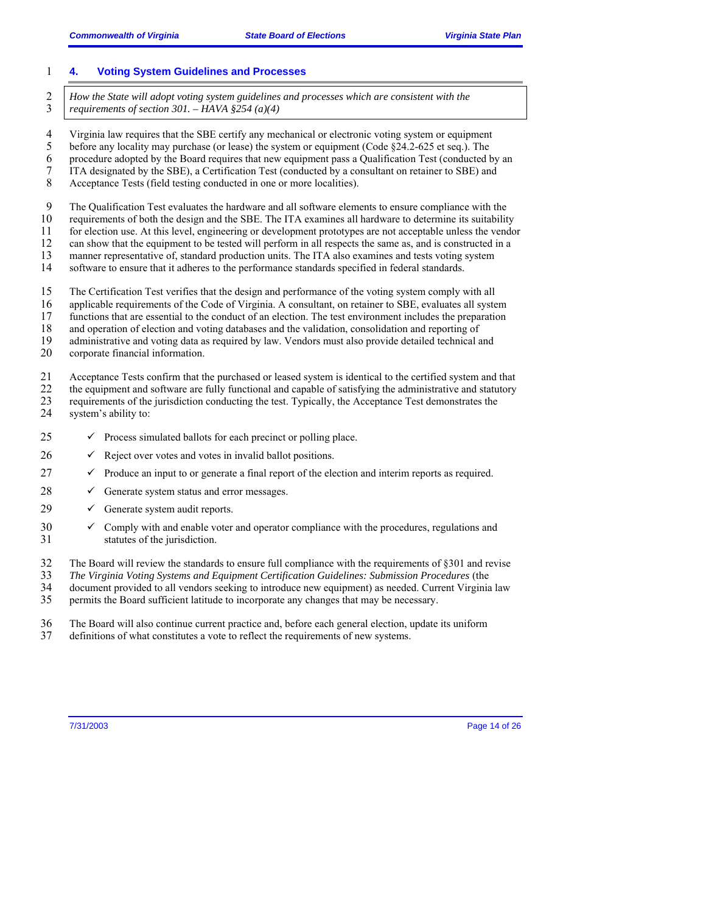## 4. Voting System Guidelines and Processes

> *How the State will adopt voting system guidelines and processes which are consistent with the requirements of section 301. – HAVA §254 (a)(4)*

Virginia law requires that the SBE certify any mechanical or electronic voting system or equipment before any locality may purchase (or lease) the system or equipment (Code §24.2-625 et seq.). The procedure adopted by the Board requires that new equipment pass a Qualification Test (conducted by an ITA designated by the SBE), a Certification Test (conducted by a consultant on retainer to SBE) and Acceptance Tests (field testing conducted in one or more localities).

The Qualification Test evaluates the hardware and all software elements to ensure compliance with the requirements of both the design and the SBE. The ITA examines all hardware to determine its suitability for election use. At this level, engineering or development prototypes are not acceptable unless the vendor can show that the equipment to be tested will perform in all respects the same as, and is constructed in a manner representative of, standard production units. The ITA also examines and tests voting system software to ensure that it adheres to the performance standards specified in federal standards.

The Certification Test verifies that the design and performance of the voting system comply with all applicable requirements of the Code of Virginia. A consultant, on retainer to SBE, evaluates all system functions that are essential to the conduct of an election. The test environment includes the preparation and operation of election and voting databases and the validation, consolidation and reporting of administrative and voting data as required by law. Vendors must also provide detailed technical and corporate financial information.

Acceptance Tests confirm that the purchased or leased system is identical to the certified system and that the equipment and software are fully functional and capable of satisfying the administrative and statutory requirements of the jurisdiction conducting the test. Typically, the Acceptance Test demonstrates the system's ability to:

- ✓ Process simulated ballots for each precinct or polling place.
- ✓ Reject over votes and votes in invalid ballot positions.
- ✓ Produce an input to or generate a final report of the election and interim reports as required.
- ✓ Generate system status and error messages.
- ✓ Generate system audit reports.
- ✓ Comply with and enable voter and operator compliance with the procedures, regulations and statutes of the jurisdiction.

The Board will review the standards to ensure full compliance with the requirements of §301 and revise *The Virginia Voting Systems and Equipment Certification Guidelines: Submission Procedures* (the document provided to all vendors seeking to introduce new equipment) as needed. Current Virginia law permits the Board sufficient latitude to incorporate any changes that may be necessary.

The Board will also continue current practice and, before each general election, update its uniform definitions of what constitutes a vote to reflect the requirements of new systems.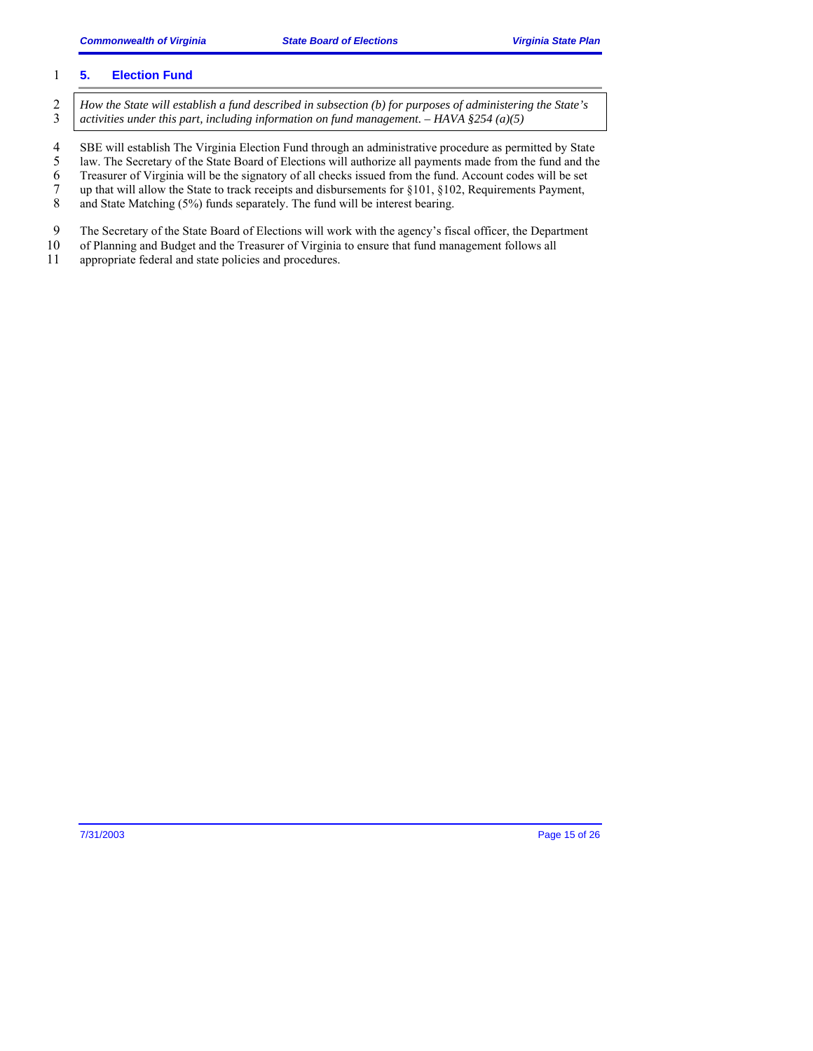## 5. Election Fund

> *How the State will establish a fund described in subsection (b) for purposes of administering the State's activities under this part, including information on fund management. – HAVA §254 (a)(5)*

SBE will establish The Virginia Election Fund through an administrative procedure as permitted by State law. The Secretary of the State Board of Elections will authorize all payments made from the fund and the Treasurer of Virginia will be the signatory of all checks issued from the fund. Account codes will be set up that will allow the State to track receipts and disbursements for §101, §102, Requirements Payment, and State Matching (5%) funds separately. The fund will be interest bearing.

The Secretary of the State Board of Elections will work with the agency's fiscal officer, the Department of Planning and Budget and the Treasurer of Virginia to ensure that fund management follows all appropriate federal and state policies and procedures.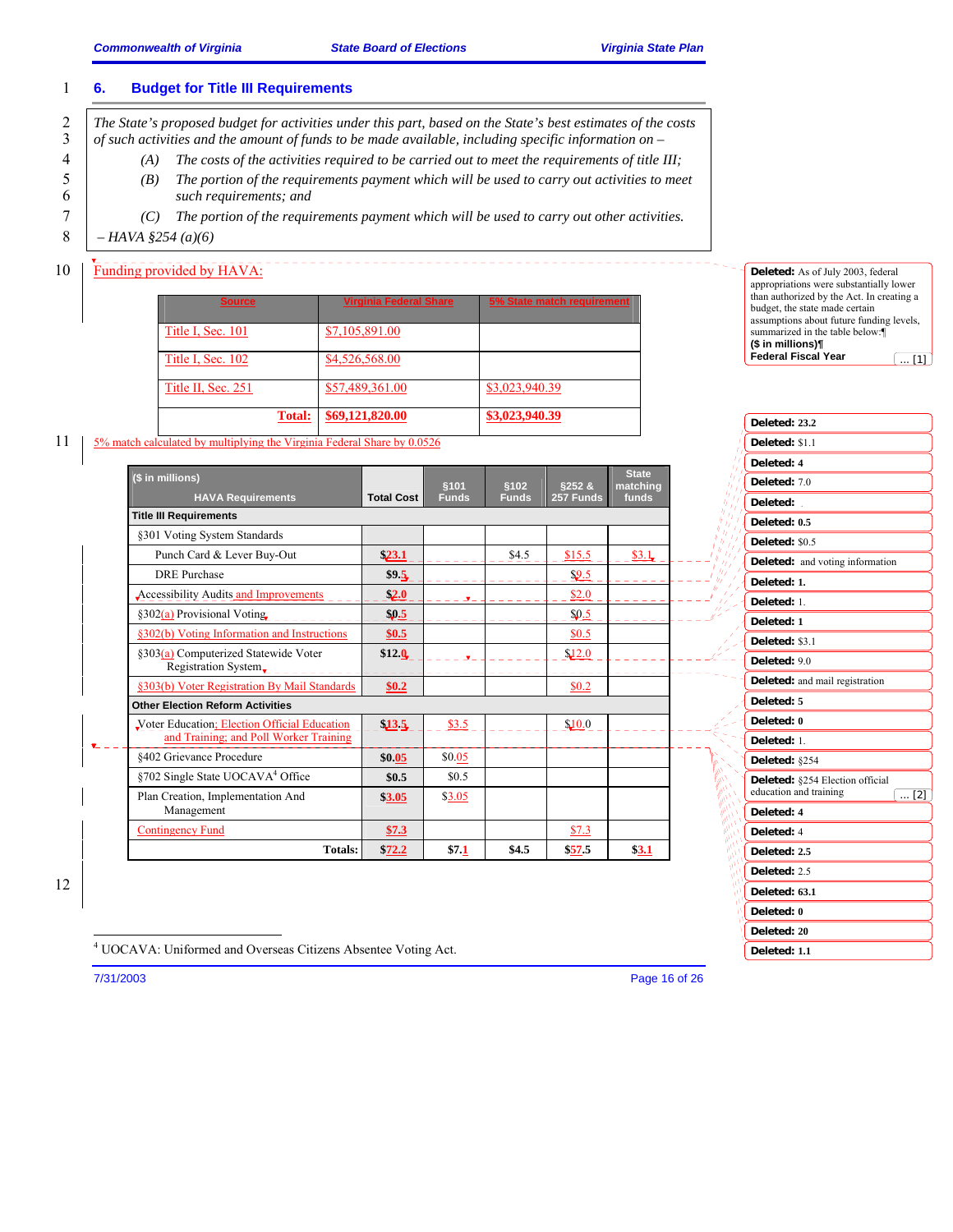## 6. Budget for Title III Requirements

*The State's proposed budget for activities under this part, based on the State's best estimates of the costs of such activities and the amount of funds to be made available, including specific information on –*

*(A) The costs of the activities required to be carried out to meet the requirements of title III;*

*(B) The portion of the requirements payment which will be used to carry out activities to meet such requirements; and*

*(C) The portion of the requirements payment which will be used to carry out other activities.*

*– HAVA §254 (a)(6)*

Funding provided by HAVA:

| Source | Virginia Federal Share | 5% State match requirement |
|---|---|---|
| Title I, Sec. 101 | $7,105,891.00 | |
| Title I, Sec. 102 | $4,526,568.00 | |
| Title II, Sec. 251 | $57,489,361.00 | $3,023,940.39 |
| **Total:** | **$69,121,820.00** | **$3,023,940.39** |

5% match calculated by multiplying the Virginia Federal Share by 0.0526

| ($ in millions) HAVA Requirements | Total Cost | §101 Funds | §102 Funds | §252 & 257 Funds | State matching funds |
|---|---|---|---|---|---|
| **Title III Requirements** | | | | | |
| §301 Voting System Standards | | | | | |
| Punch Card & Lever Buy-Out | **$23.1** | | $4.5 | $15.5 | $3.1 |
| DRE Purchase | **$9.5** | | | $9.5 | |
| Accessibility Audits and Improvements | **$2.0** | | | $2.0 | |
| §302(a) Provisional Voting | **$0.5** | | | $0.5 | |
| §302(b) Voting Information and Instructions | **$0.5** | | | $0.5 | |
| §303(a) Computerized Statewide Voter Registration System | **$12.0** | | | $12.0 | |
| §303(b) Voter Registration By Mail Standards | **$0.2** | | | $0.2 | |
| **Other Election Reform Activities** | | | | | |
| Voter Education; Election Official Education and Training; and Poll Worker Training | **$13.5** | $3.5 | | $10.0 | |
| §402 Grievance Procedure | **$0.05** | $0.05 | | | |
| §702 Single State UOCAVA[4] Office | **$0.5** | $0.5 | | | |
| Plan Creation, Implementation And Management | **$3.05** | $3.05 | | | |
| Contingency Fund | **$7.3** | | | $7.3 | |
| **Totals:** | **$72.2** | **$7.1** | **$4.5** | **$57.5** | **$3.1** |

[4] UOCAVA: Uniformed and Overseas Citizens Absentee Voting Act.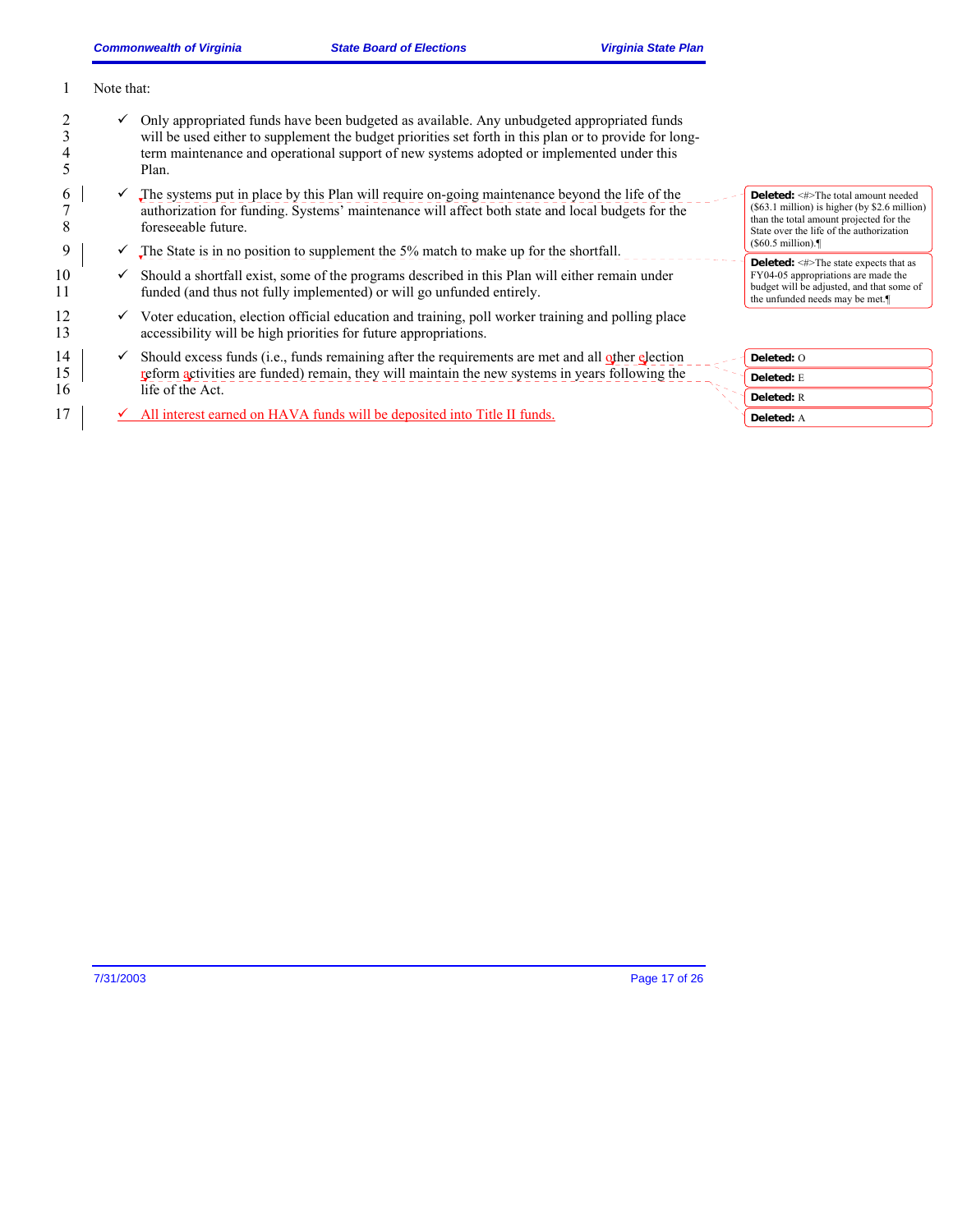Note that:

- ✓ Only appropriated funds have been budgeted as available. Any unbudgeted appropriated funds will be used either to supplement the budget priorities set forth in this plan or to provide for long-term maintenance and operational support of new systems adopted or implemented under this Plan.
- ✓ The systems put in place by this Plan will require on-going maintenance beyond the life of the authorization for funding. Systems' maintenance will affect both state and local budgets for the foreseeable future.
- ✓ The State is in no position to supplement the 5% match to make up for the shortfall.
- ✓ Should a shortfall exist, some of the programs described in this Plan will either remain under funded (and thus not fully implemented) or will go unfunded entirely.
- ✓ Voter education, election official education and training, poll worker training and polling place accessibility will be high priorities for future appropriations.
- ✓ Should excess funds (i.e., funds remaining after the requirements are met and all other election reform activities are funded) remain, they will maintain the new systems in years following the life of the Act.
- ✓ All interest earned on HAVA funds will be deposited into Title II funds.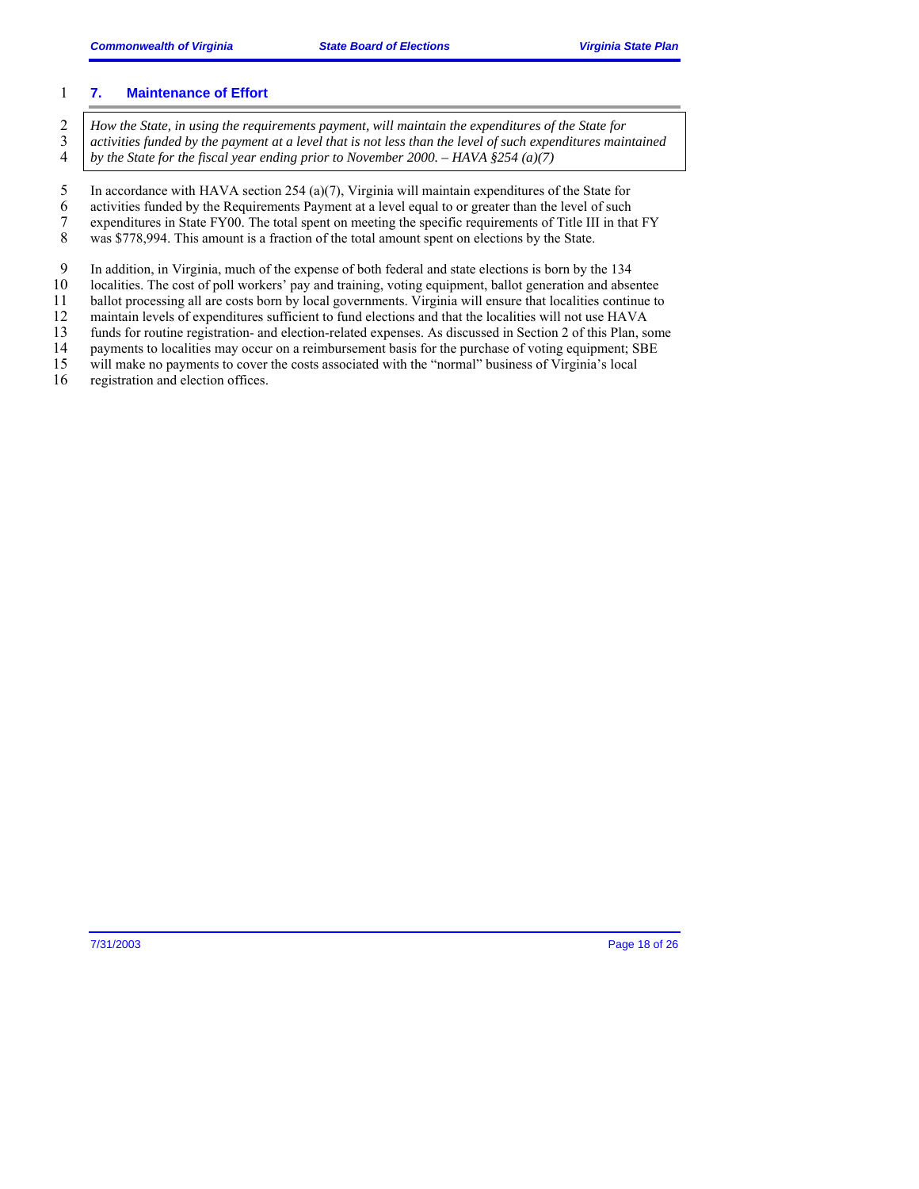## 7. Maintenance of Effort

*How the State, in using the requirements payment, will maintain the expenditures of the State for activities funded by the payment at a level that is not less than the level of such expenditures maintained by the State for the fiscal year ending prior to November 2000. – HAVA §254 (a)(7)*

In accordance with HAVA section 254 (a)(7), Virginia will maintain expenditures of the State for activities funded by the Requirements Payment at a level equal to or greater than the level of such expenditures in State FY00. The total spent on meeting the specific requirements of Title III in that FY was $778,994. This amount is a fraction of the total amount spent on elections by the State.

In addition, in Virginia, much of the expense of both federal and state elections is born by the 134 localities. The cost of poll workers' pay and training, voting equipment, ballot generation and absentee ballot processing all are costs born by local governments. Virginia will ensure that localities continue to maintain levels of expenditures sufficient to fund elections and that the localities will not use HAVA funds for routine registration- and election-related expenses. As discussed in Section 2 of this Plan, some payments to localities may occur on a reimbursement basis for the purchase of voting equipment; SBE will make no payments to cover the costs associated with the "normal" business of Virginia's local registration and election offices.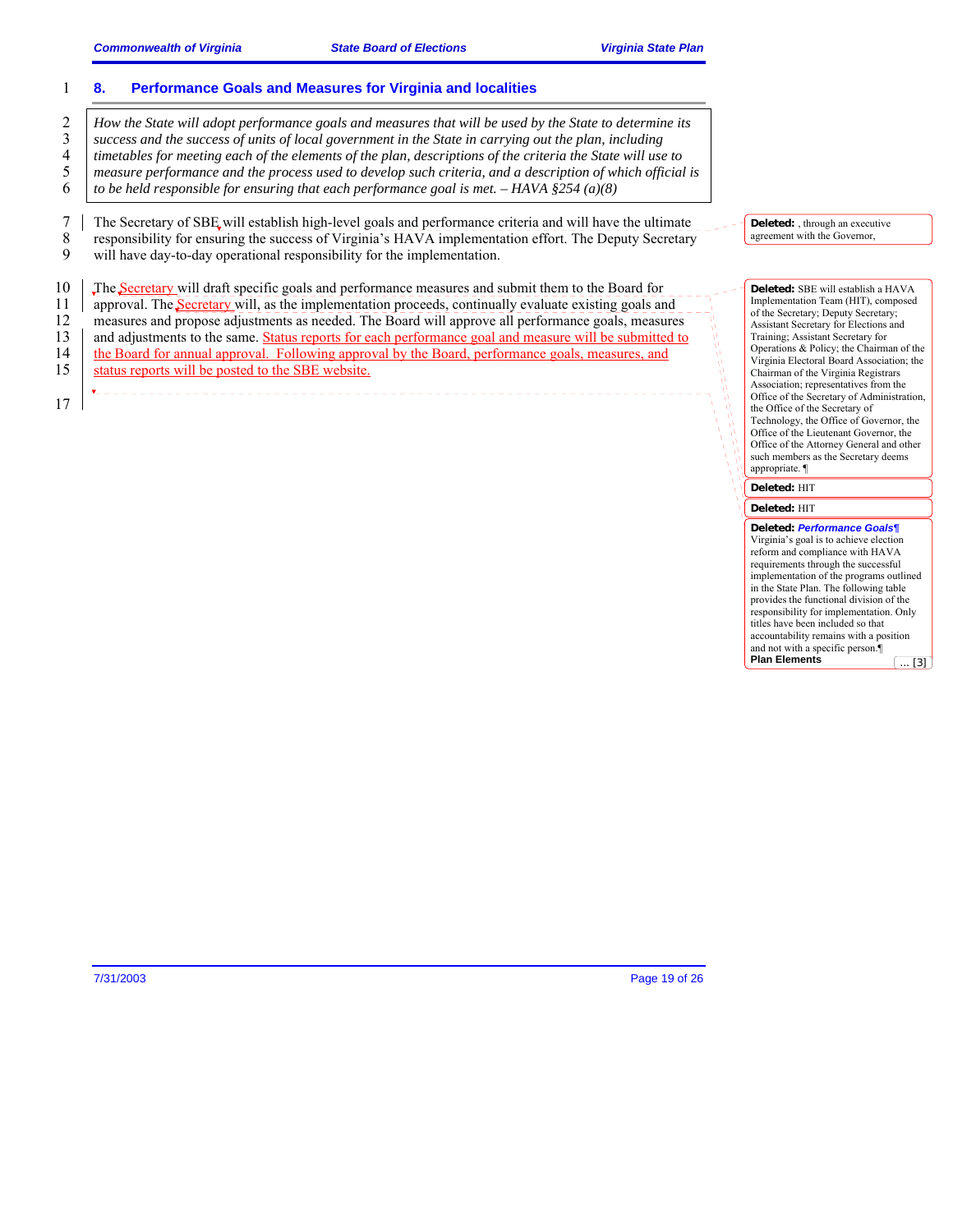## 8. Performance Goals and Measures for Virginia and localities

*How the State will adopt performance goals and measures that will be used by the State to determine its success and the success of units of local government in the State in carrying out the plan, including timetables for meeting each of the elements of the plan, descriptions of the criteria the State will use to measure performance and the process used to develop such criteria, and a description of which official is to be held responsible for ensuring that each performance goal is met. – HAVA §254 (a)(8)*

The Secretary of SBE will establish high-level goals and performance criteria and will have the ultimate responsibility for ensuring the success of Virginia's HAVA implementation effort. The Deputy Secretary will have day-to-day operational responsibility for the implementation.

The Secretary will draft specific goals and performance measures and submit them to the Board for approval. The Secretary will, as the implementation proceeds, continually evaluate existing goals and measures and propose adjustments as needed. The Board will approve all performance goals, measures and adjustments to the same. Status reports for each performance goal and measure will be submitted to the Board for annual approval. Following approval by the Board, performance goals, measures, and status reports will be posted to the SBE website.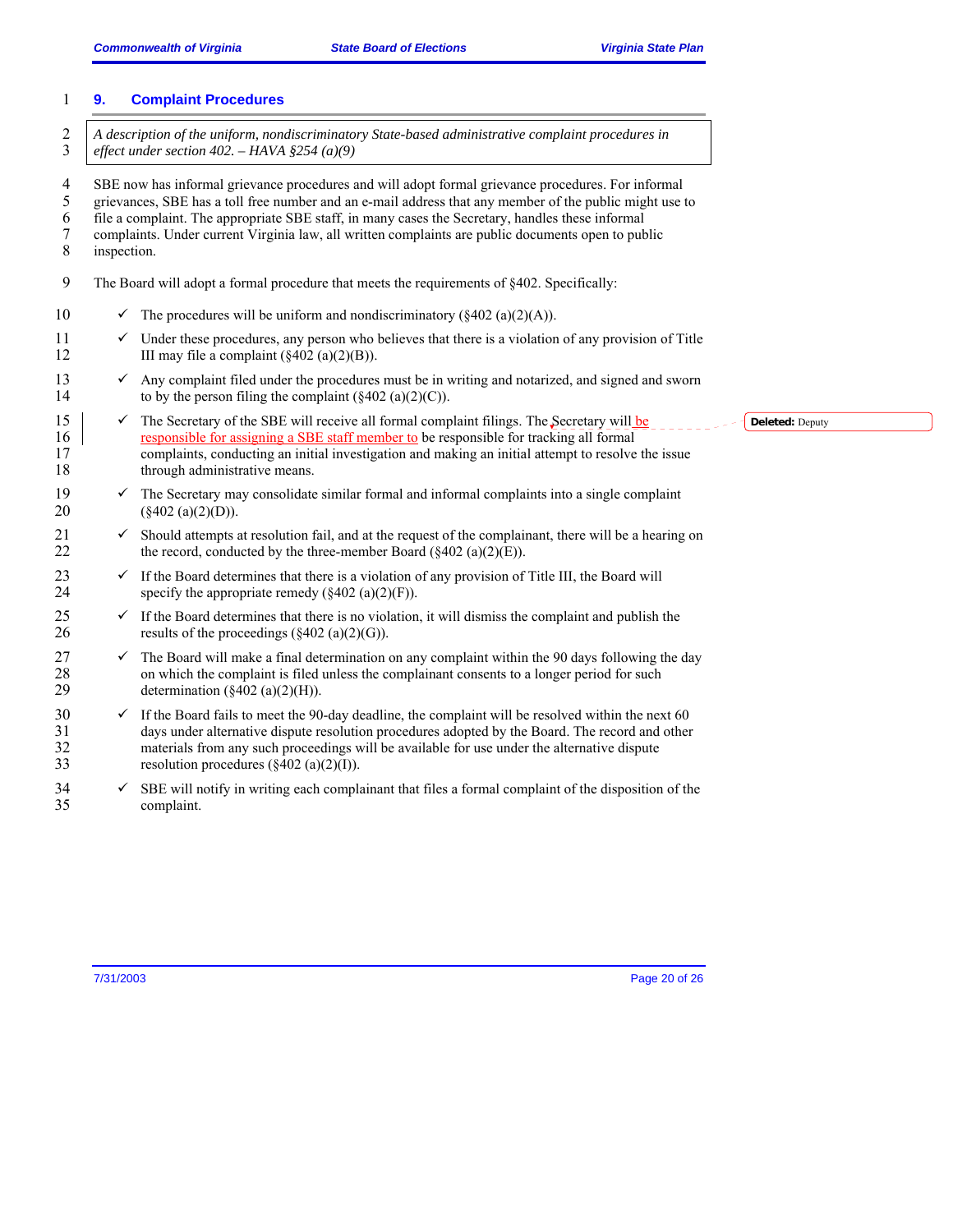## 9. Complaint Procedures

*A description of the uniform, nondiscriminatory State-based administrative complaint procedures in effect under section 402. – HAVA §254 (a)(9)*

SBE now has informal grievance procedures and will adopt formal grievance procedures. For informal grievances, SBE has a toll free number and an e-mail address that any member of the public might use to file a complaint. The appropriate SBE staff, in many cases the Secretary, handles these informal complaints. Under current Virginia law, all written complaints are public documents open to public inspection.

The Board will adopt a formal procedure that meets the requirements of §402. Specifically:

- ✓ The procedures will be uniform and nondiscriminatory (§402 (a)(2)(A)).
- ✓ Under these procedures, any person who believes that there is a violation of any provision of Title III may file a complaint (§402 (a)(2)(B)).
- ✓ Any complaint filed under the procedures must be in writing and notarized, and signed and sworn to by the person filing the complaint (§402 (a)(2)(C)).
- ✓ The Secretary of the SBE will receive all formal complaint filings. The Secretary will be responsible for assigning a SBE staff member to be responsible for tracking all formal complaints, conducting an initial investigation and making an initial attempt to resolve the issue through administrative means.
- ✓ The Secretary may consolidate similar formal and informal complaints into a single complaint (§402 (a)(2)(D)).
- ✓ Should attempts at resolution fail, and at the request of the complainant, there will be a hearing on the record, conducted by the three-member Board (§402 (a)(2)(E)).
- ✓ If the Board determines that there is a violation of any provision of Title III, the Board will specify the appropriate remedy (§402 (a)(2)(F)).
- ✓ If the Board determines that there is no violation, it will dismiss the complaint and publish the results of the proceedings (§402 (a)(2)(G)).
- ✓ The Board will make a final determination on any complaint within the 90 days following the day on which the complaint is filed unless the complainant consents to a longer period for such determination (§402 (a)(2)(H)).
- ✓ If the Board fails to meet the 90-day deadline, the complaint will be resolved within the next 60 days under alternative dispute resolution procedures adopted by the Board. The record and other materials from any such proceedings will be available for use under the alternative dispute resolution procedures (§402 (a)(2)(I)).
- ✓ SBE will notify in writing each complainant that files a formal complaint of the disposition of the complaint.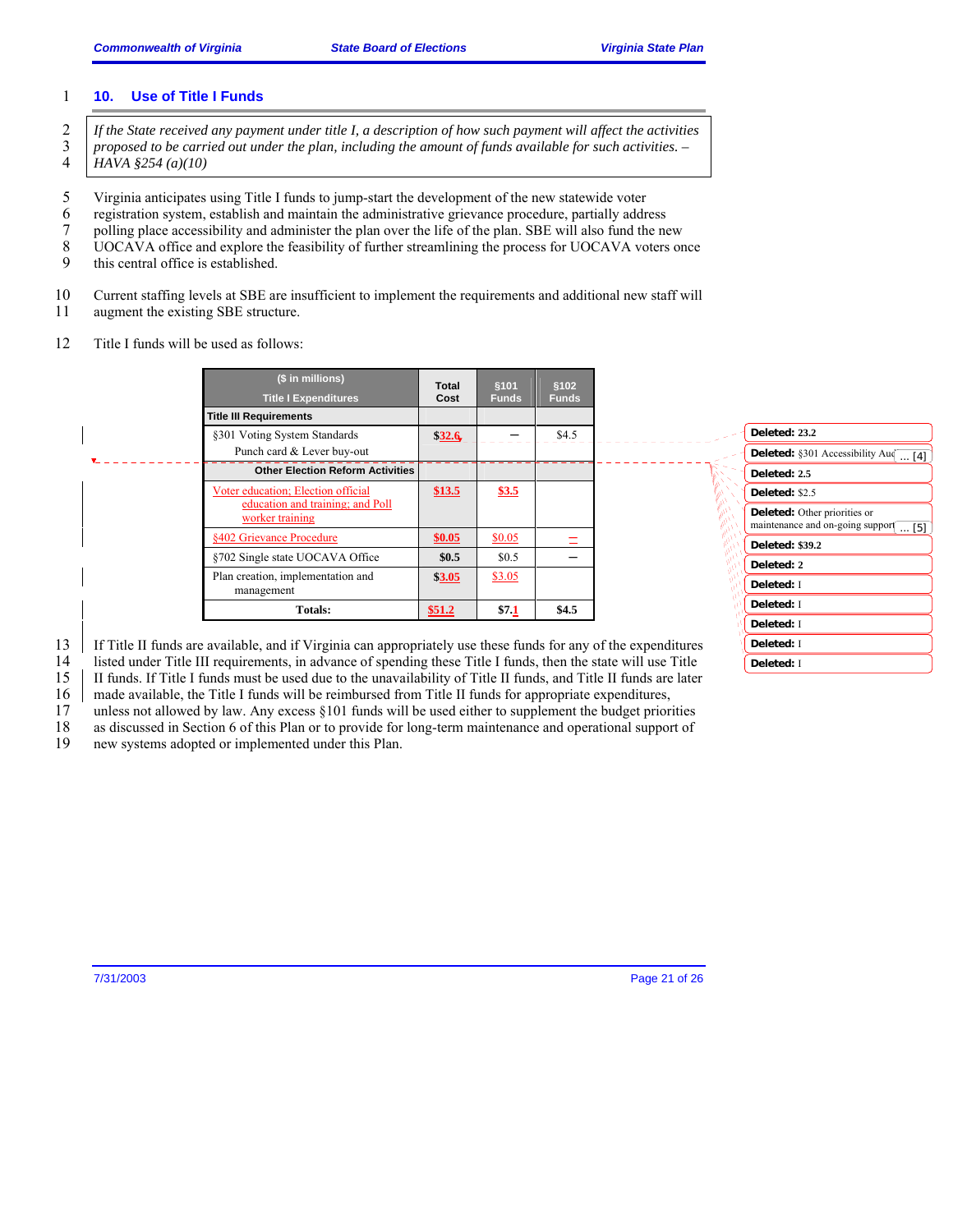## 10. Use of Title I Funds

*If the State received any payment under title I, a description of how such payment will affect the activities proposed to be carried out under the plan, including the amount of funds available for such activities. – HAVA §254 (a)(10)*

Virginia anticipates using Title I funds to jump-start the development of the new statewide voter registration system, establish and maintain the administrative grievance procedure, partially address polling place accessibility and administer the plan over the life of the plan. SBE will also fund the new UOCAVA office and explore the feasibility of further streamlining the process for UOCAVA voters once this central office is established.

Current staffing levels at SBE are insufficient to implement the requirements and additional new staff will augment the existing SBE structure.

Title I funds will be used as follows:

| ($ in millions) Title I Expenditures | Total Cost | §101 Funds | §102 Funds |
|---|---|---|---|
| **Title III Requirements** | | | |
| §301 Voting System Standards Punch card & Lever buy-out | $32.6 | – | $4.5 |
| **Other Election Reform Activities** | | | |
| Voter education; Election official education and training; and Poll worker training | $13.5 | $3.5 | |
| §402 Grievance Procedure | $0.05 | $0.05 | – |
| §702 Single state UOCAVA Office | $0.5 | $0.5 | – |
| Plan creation, implementation and management | $3.05 | $3.05 | |
| **Totals:** | $51.2 | $7.1 | $4.5 |

If Title II funds are available, and if Virginia can appropriately use these funds for any of the expenditures listed under Title III requirements, in advance of spending these Title I funds, then the state will use Title II funds. If Title I funds must be used due to the unavailability of Title II funds, and Title II funds are later made available, the Title I funds will be reimbursed from Title II funds for appropriate expenditures, unless not allowed by law. Any excess §101 funds will be used either to supplement the budget priorities as discussed in Section 6 of this Plan or to provide for long-term maintenance and operational support of new systems adopted or implemented under this Plan.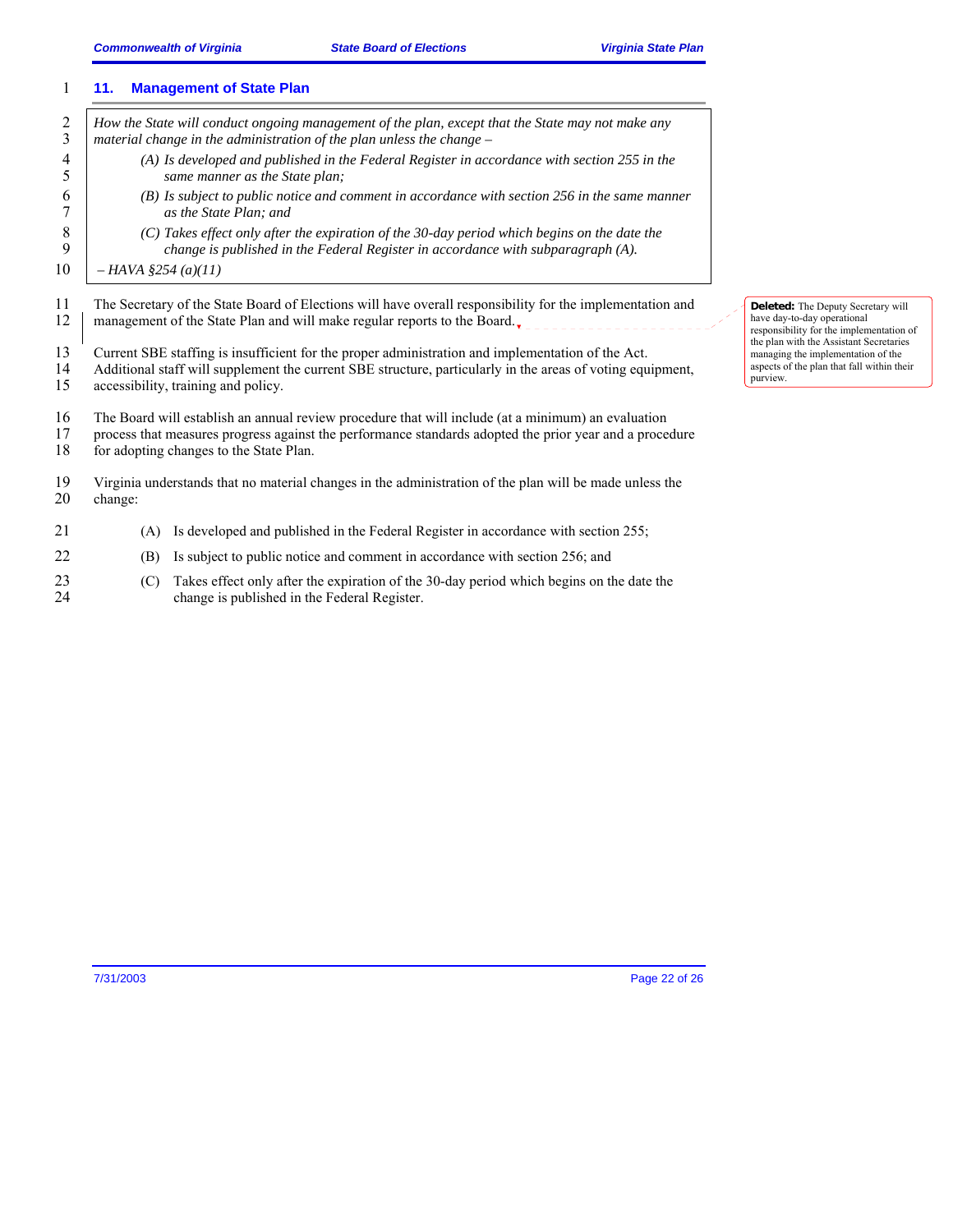## 11. Management of State Plan

> *How the State will conduct ongoing management of the plan, except that the State may not make any material change in the administration of the plan unless the change –*
>
> *(A) Is developed and published in the Federal Register in accordance with section 255 in the same manner as the State plan;*
>
> *(B) Is subject to public notice and comment in accordance with section 256 in the same manner as the State Plan; and*
>
> *(C) Takes effect only after the expiration of the 30-day period which begins on the date the change is published in the Federal Register in accordance with subparagraph (A).*
>
> *– HAVA §254 (a)(11)*

The Secretary of the State Board of Elections will have overall responsibility for the implementation and management of the State Plan and will make regular reports to the Board.

**Deleted:** The Deputy Secretary will have day-to-day operational responsibility for the implementation of the plan with the Assistant Secretaries managing the implementation of the aspects of the plan that fall within their purview.

Current SBE staffing is insufficient for the proper administration and implementation of the Act. Additional staff will supplement the current SBE structure, particularly in the areas of voting equipment, accessibility, training and policy.

The Board will establish an annual review procedure that will include (at a minimum) an evaluation process that measures progress against the performance standards adopted the prior year and a procedure for adopting changes to the State Plan.

Virginia understands that no material changes in the administration of the plan will be made unless the change:

(A) Is developed and published in the Federal Register in accordance with section 255;

(B) Is subject to public notice and comment in accordance with section 256; and

(C) Takes effect only after the expiration of the 30-day period which begins on the date the change is published in the Federal Register.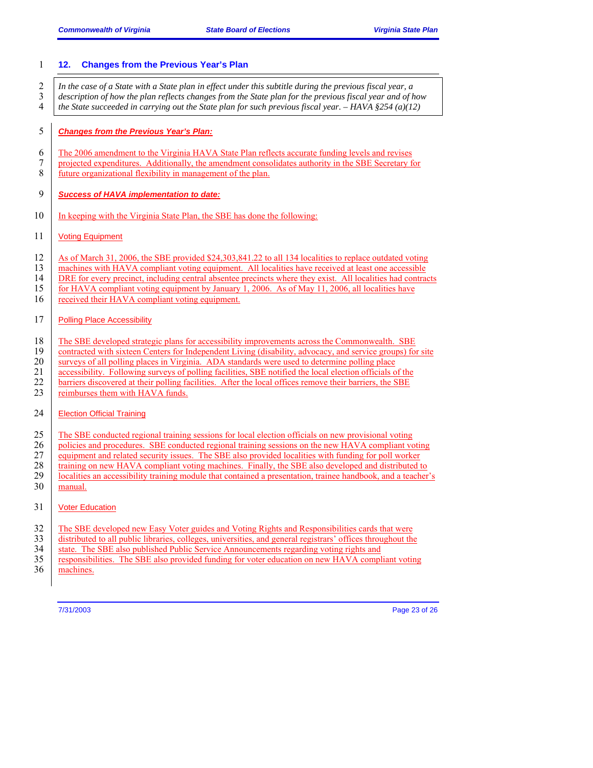## 12. Changes from the Previous Year's Plan

> *In the case of a State with a State plan in effect under this subtitle during the previous fiscal year, a description of how the plan reflects changes from the State plan for the previous fiscal year and of how the State succeeded in carrying out the State plan for such previous fiscal year. – HAVA §254 (a)(12)*

***Changes from the Previous Year's Plan:***

The 2006 amendment to the Virginia HAVA State Plan reflects accurate funding levels and revises projected expenditures. Additionally, the amendment consolidates authority in the SBE Secretary for future organizational flexibility in management of the plan.

***Success of HAVA implementation to date:***

In keeping with the Virginia State Plan, the SBE has done the following:

Voting Equipment

As of March 31, 2006, the SBE provided $24,303,841.22 to all 134 localities to replace outdated voting machines with HAVA compliant voting equipment. All localities have received at least one accessible DRE for every precinct, including central absentee precincts where they exist. All localities had contracts for HAVA compliant voting equipment by January 1, 2006. As of May 11, 2006, all localities have received their HAVA compliant voting equipment.

Polling Place Accessibility

The SBE developed strategic plans for accessibility improvements across the Commonwealth. SBE contracted with sixteen Centers for Independent Living (disability, advocacy, and service groups) for site surveys of all polling places in Virginia. ADA standards were used to determine polling place accessibility. Following surveys of polling facilities, SBE notified the local election officials of the barriers discovered at their polling facilities. After the local offices remove their barriers, the SBE reimburses them with HAVA funds.

Election Official Training

The SBE conducted regional training sessions for local election officials on new provisional voting policies and procedures. SBE conducted regional training sessions on the new HAVA compliant voting equipment and related security issues. The SBE also provided localities with funding for poll worker training on new HAVA compliant voting machines. Finally, the SBE also developed and distributed to localities an accessibility training module that contained a presentation, trainee handbook, and a teacher's manual.

Voter Education

The SBE developed new Easy Voter guides and Voting Rights and Responsibilities cards that were distributed to all public libraries, colleges, universities, and general registrars' offices throughout the state. The SBE also published Public Service Announcements regarding voting rights and responsibilities. The SBE also provided funding for voter education on new HAVA compliant voting machines.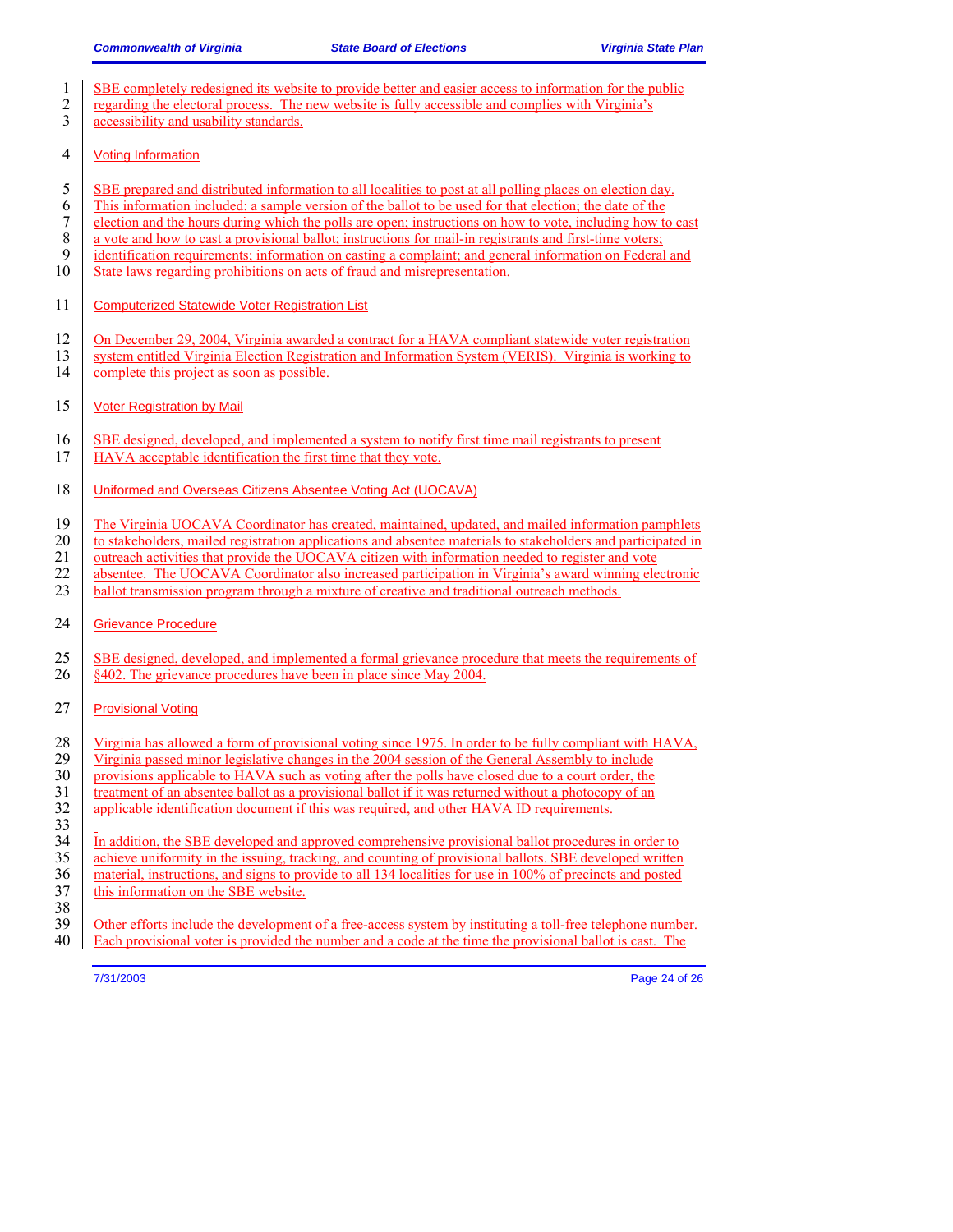SBE completely redesigned its website to provide better and easier access to information for the public regarding the electoral process. The new website is fully accessible and complies with Virginia's accessibility and usability standards.

### Voting Information

SBE prepared and distributed information to all localities to post at all polling places on election day. This information included: a sample version of the ballot to be used for that election; the date of the election and the hours during which the polls are open; instructions on how to vote, including how to cast a vote and how to cast a provisional ballot; instructions for mail-in registrants and first-time voters; identification requirements; information on casting a complaint; and general information on Federal and State laws regarding prohibitions on acts of fraud and misrepresentation.

### Computerized Statewide Voter Registration List

On December 29, 2004, Virginia awarded a contract for a HAVA compliant statewide voter registration system entitled Virginia Election Registration and Information System (VERIS). Virginia is working to complete this project as soon as possible.

### Voter Registration by Mail

SBE designed, developed, and implemented a system to notify first time mail registrants to present HAVA acceptable identification the first time that they vote.

### Uniformed and Overseas Citizens Absentee Voting Act (UOCAVA)

The Virginia UOCAVA Coordinator has created, maintained, updated, and mailed information pamphlets to stakeholders, mailed registration applications and absentee materials to stakeholders and participated in outreach activities that provide the UOCAVA citizen with information needed to register and vote absentee. The UOCAVA Coordinator also increased participation in Virginia's award winning electronic ballot transmission program through a mixture of creative and traditional outreach methods.

### Grievance Procedure

SBE designed, developed, and implemented a formal grievance procedure that meets the requirements of §402. The grievance procedures have been in place since May 2004.

### Provisional Voting

Virginia has allowed a form of provisional voting since 1975. In order to be fully compliant with HAVA, Virginia passed minor legislative changes in the 2004 session of the General Assembly to include provisions applicable to HAVA such as voting after the polls have closed due to a court order, the treatment of an absentee ballot as a provisional ballot if it was returned without a photocopy of an applicable identification document if this was required, and other HAVA ID requirements.

In addition, the SBE developed and approved comprehensive provisional ballot procedures in order to achieve uniformity in the issuing, tracking, and counting of provisional ballots. SBE developed written material, instructions, and signs to provide to all 134 localities for use in 100% of precincts and posted this information on the SBE website.

Other efforts include the development of a free-access system by instituting a toll-free telephone number. Each provisional voter is provided the number and a code at the time the provisional ballot is cast. The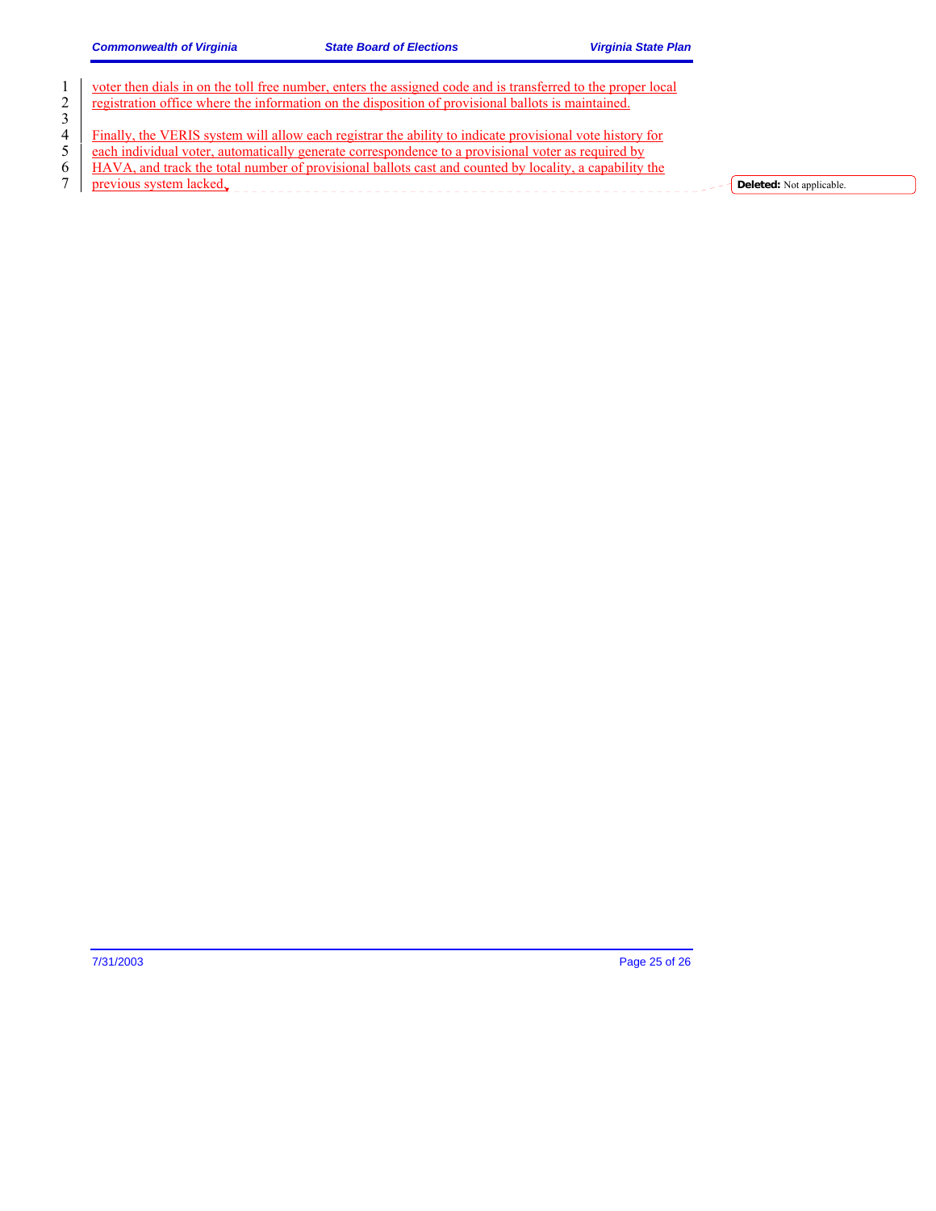voter then dials in on the toll free number, enters the assigned code and is transferred to the proper local registration office where the information on the disposition of provisional ballots is maintained.

Finally, the VERIS system will allow each registrar the ability to indicate provisional vote history for each individual voter, automatically generate correspondence to a provisional voter as required by HAVA, and track the total number of provisional ballots cast and counted by locality, a capability the previous system lacked.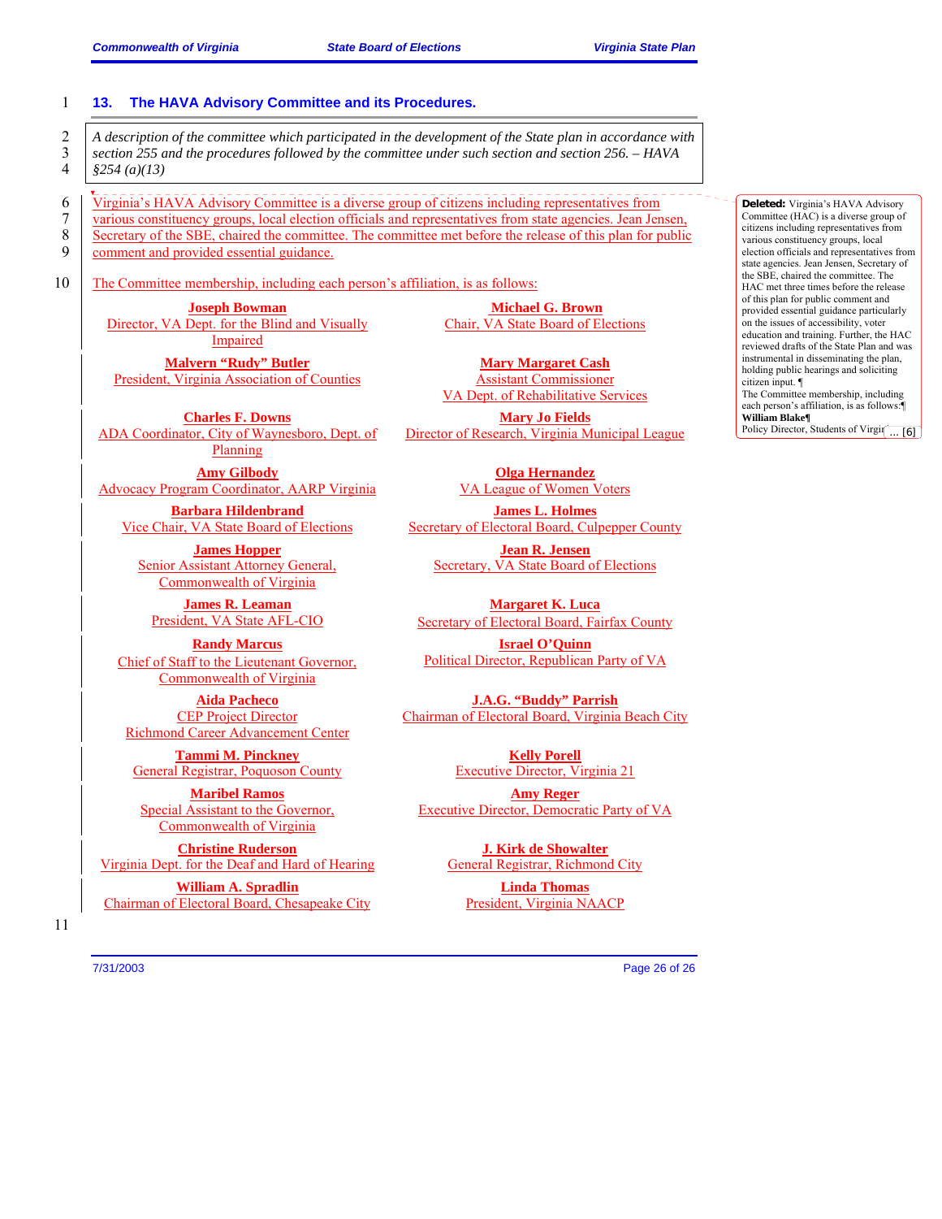## 13. The HAVA Advisory Committee and its Procedures.

*A description of the committee which participated in the development of the State plan in accordance with section 255 and the procedures followed by the committee under such section and section 256. – HAVA §254 (a)(13)*

Virginia's HAVA Advisory Committee is a diverse group of citizens including representatives from various constituency groups, local election officials and representatives from state agencies. Jean Jensen, Secretary of the SBE, chaired the committee. The committee met before the release of this plan for public comment and provided essential guidance.

The Committee membership, including each person's affiliation, is as follows:

**Joseph Bowman**
Director, VA Dept. for the Blind and Visually Impaired

**Michael G. Brown**
Chair, VA State Board of Elections

**Malvern "Rudy" Butler**
President, Virginia Association of Counties

**Mary Margaret Cash**
Assistant Commissioner
VA Dept. of Rehabilitative Services

**Charles F. Downs**
ADA Coordinator, City of Waynesboro, Dept. of Planning

**Mary Jo Fields**
Director of Research, Virginia Municipal League

**Amy Gilbody**
Advocacy Program Coordinator, AARP Virginia

**Olga Hernandez**
VA League of Women Voters

**Barbara Hildenbrand**
Vice Chair, VA State Board of Elections

**James L. Holmes**
Secretary of Electoral Board, Culpepper County

**James Hopper**
Senior Assistant Attorney General, Commonwealth of Virginia

**Jean R. Jensen**
Secretary, VA State Board of Elections

**James R. Leaman**
President, VA State AFL-CIO

**Margaret K. Luca**
Secretary of Electoral Board, Fairfax County

**Randy Marcus**
Chief of Staff to the Lieutenant Governor, Commonwealth of Virginia

**Israel O'Quinn**
Political Director, Republican Party of VA

**Aida Pacheco**
CEP Project Director
Richmond Career Advancement Center

**J.A.G. "Buddy" Parrish**
Chairman of Electoral Board, Virginia Beach City

**Tammi M. Pinckney**
General Registrar, Poquoson County

**Kelly Porell**
Executive Director, Virginia 21

**Maribel Ramos**
Special Assistant to the Governor, Commonwealth of Virginia

**Amy Reger**
Executive Director, Democratic Party of VA

**Christine Ruderson**
Virginia Dept. for the Deaf and Hard of Hearing

**J. Kirk de Showalter**
General Registrar, Richmond City

**William A. Spradlin**
Chairman of Electoral Board, Chesapeake City

**Linda Thomas**
President, Virginia NAACP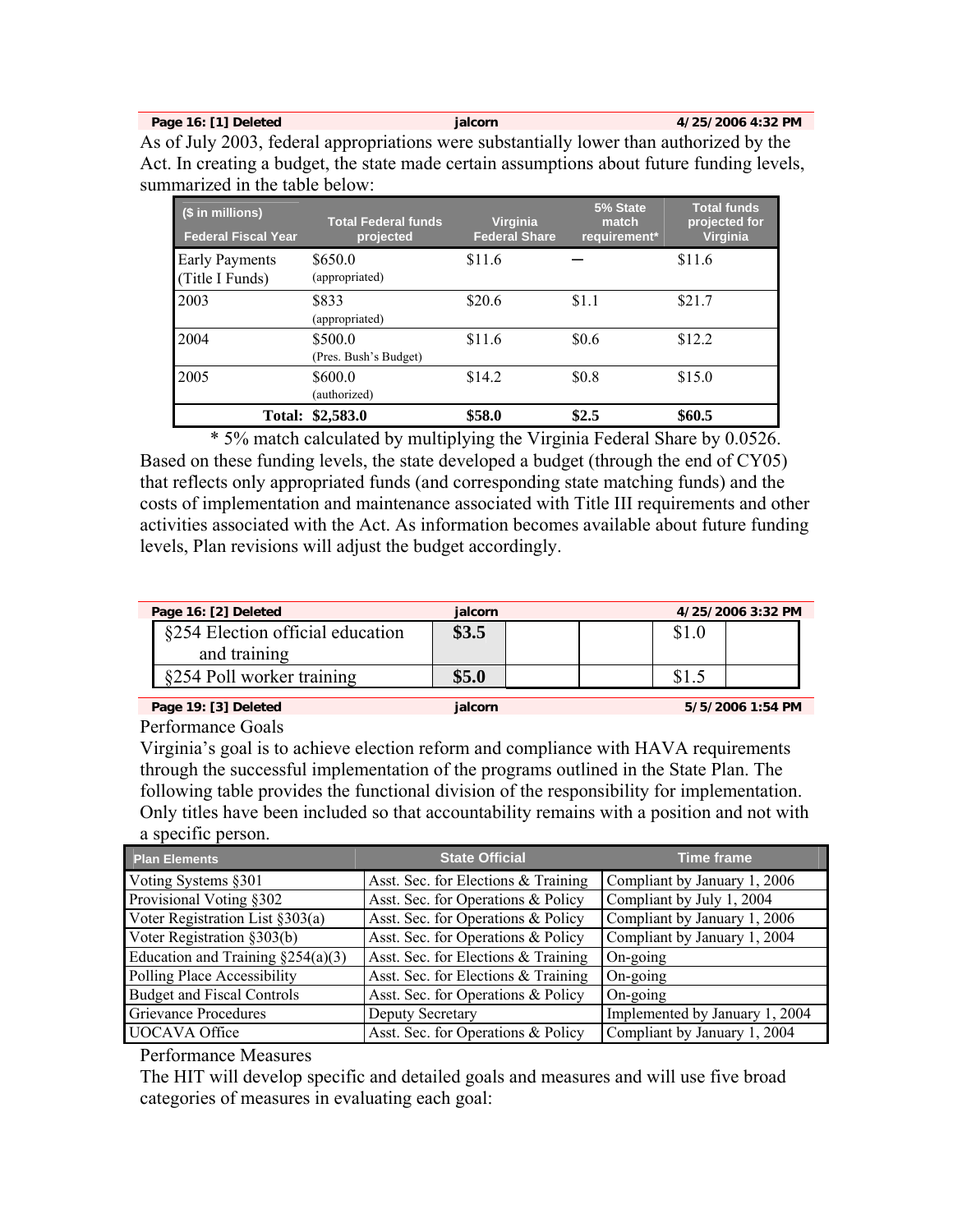| Page 16: [1] Deleted | jalcorn | 4/25/2006 4:32 PM |
|---|---|---|

As of July 2003, federal appropriations were substantially lower than authorized by the Act. In creating a budget, the state made certain assumptions about future funding levels, summarized in the table below:

| ($ in millions) Federal Fiscal Year | Total Federal funds projected | Virginia Federal Share | 5% State match requirement* | Total funds projected for Virginia |
|---|---|---|---|---|
| Early Payments (Title I Funds) | $650.0 (appropriated) | $11.6 | — | $11.6 |
| 2003 | $833 (appropriated) | $20.6 | $1.1 | $21.7 |
| 2004 | $500.0 (Pres. Bush's Budget) | $11.6 | $0.6 | $12.2 |
| 2005 | $600.0 (authorized) | $14.2 | $0.8 | $15.0 |
| **Total:** | **$2,583.0** | **$58.0** | **$2.5** | **$60.5** |

\* 5% match calculated by multiplying the Virginia Federal Share by 0.0526.

Based on these funding levels, the state developed a budget (through the end of CY05) that reflects only appropriated funds (and corresponding state matching funds) and the costs of implementation and maintenance associated with Title III requirements and other activities associated with the Act. As information becomes available about future funding levels, Plan revisions will adjust the budget accordingly.

| Page 16: [2] Deleted | jalcorn | 4/25/2006 3:32 PM |
|---|---|---|

| | | | | | |
|---|---|---|---|---|---|
| §254 Election official education and training | **$3.5** | | | $1.0 | |
| §254 Poll worker training | **$5.0** | | | $1.5 | |

| Page 19: [3] Deleted | jalcorn | 5/5/2006 1:54 PM |
|---|---|---|

Performance Goals

Virginia's goal is to achieve election reform and compliance with HAVA requirements through the successful implementation of the programs outlined in the State Plan. The following table provides the functional division of the responsibility for implementation. Only titles have been included so that accountability remains with a position and not with a specific person.

| Plan Elements | State Official | Time frame |
|---|---|---|
| Voting Systems §301 | Asst. Sec. for Elections & Training | Compliant by January 1, 2006 |
| Provisional Voting §302 | Asst. Sec. for Operations & Policy | Compliant by July 1, 2004 |
| Voter Registration List §303(a) | Asst. Sec. for Operations & Policy | Compliant by January 1, 2006 |
| Voter Registration §303(b) | Asst. Sec. for Operations & Policy | Compliant by January 1, 2004 |
| Education and Training §254(a)(3) | Asst. Sec. for Elections & Training | On-going |
| Polling Place Accessibility | Asst. Sec. for Elections & Training | On-going |
| Budget and Fiscal Controls | Asst. Sec. for Operations & Policy | On-going |
| Grievance Procedures | Deputy Secretary | Implemented by January 1, 2004 |
| UOCAVA Office | Asst. Sec. for Operations & Policy | Compliant by January 1, 2004 |

Performance Measures

The HIT will develop specific and detailed goals and measures and will use five broad categories of measures in evaluating each goal: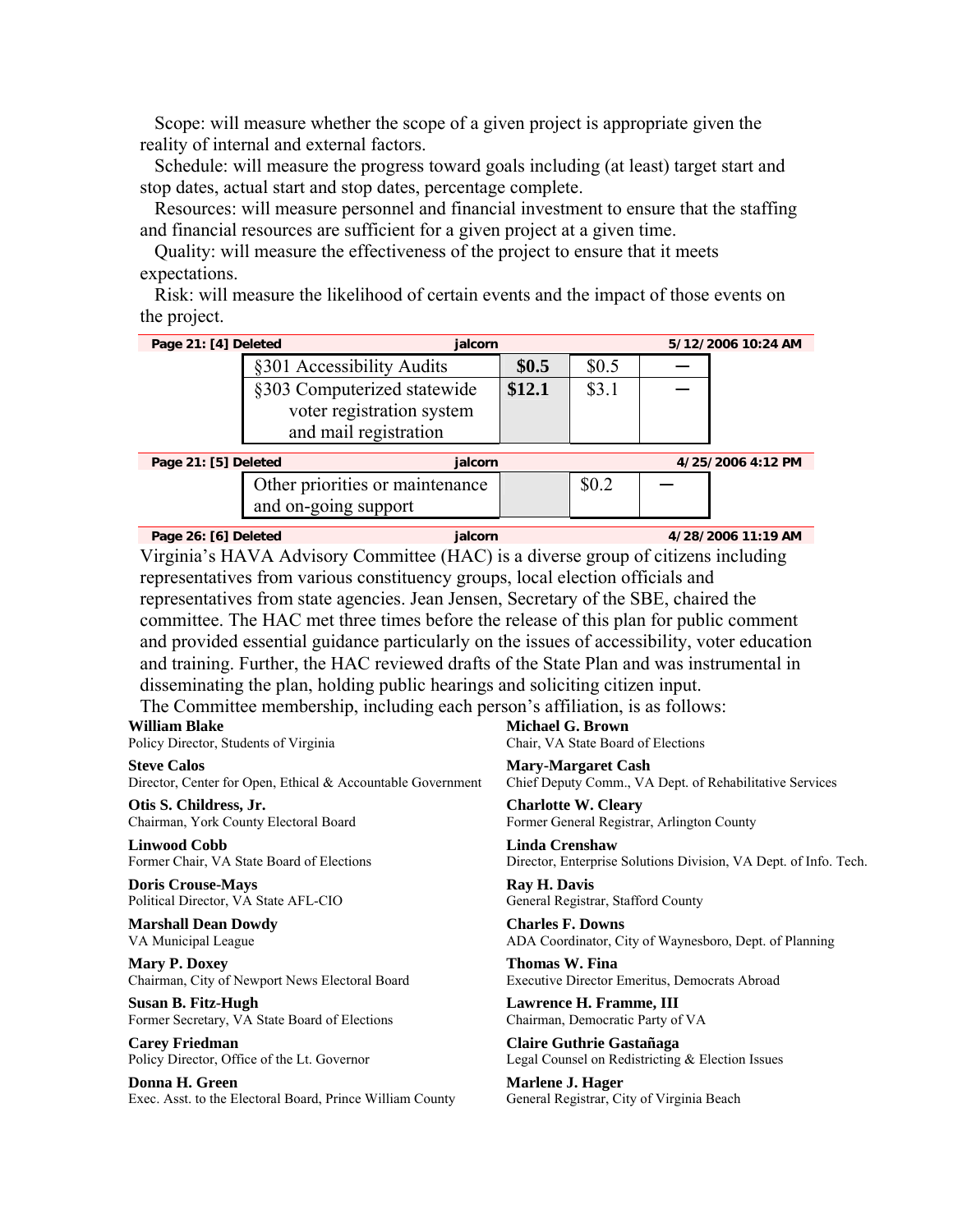Scope: will measure whether the scope of a given project is appropriate given the reality of internal and external factors.

Schedule: will measure the progress toward goals including (at least) target start and stop dates, actual start and stop dates, percentage complete.

Resources: will measure personnel and financial investment to ensure that the staffing and financial resources are sufficient for a given project at a given time.

Quality: will measure the effectiveness of the project to ensure that it meets expectations.

Risk: will measure the likelihood of certain events and the impact of those events on the project.

**Page 21: [4] Deleted** jalcorn 5/12/2006 10:24 AM

| | | | |
|---|---|---|---|
| §301 Accessibility Audits | **$0.5** | $0.5 | — |
| §303 Computerized statewide voter registration system and mail registration | **$12.1** | $3.1 | — |

**Page 21: [5] Deleted** jalcorn 4/25/2006 4:12 PM

| | | | |
|---|---|---|---|
| Other priorities or maintenance and on-going support | | $0.2 | — |

**Page 26: [6] Deleted** jalcorn 4/28/2006 11:19 AM

Virginia's HAVA Advisory Committee (HAC) is a diverse group of citizens including representatives from various constituency groups, local election officials and representatives from state agencies. Jean Jensen, Secretary of the SBE, chaired the committee. The HAC met three times before the release of this plan for public comment and provided essential guidance particularly on the issues of accessibility, voter education and training. Further, the HAC reviewed drafts of the State Plan and was instrumental in disseminating the plan, holding public hearings and soliciting citizen input.

The Committee membership, including each person's affiliation, is as follows:

**William Blake**
Policy Director, Students of Virginia

**Michael G. Brown**
Chair, VA State Board of Elections

**Steve Calos**
Director, Center for Open, Ethical & Accountable Government

**Mary-Margaret Cash**
Chief Deputy Comm., VA Dept. of Rehabilitative Services

**Otis S. Childress, Jr.**
Chairman, York County Electoral Board

**Charlotte W. Cleary**
Former General Registrar, Arlington County

**Linwood Cobb**
Former Chair, VA State Board of Elections

**Linda Crenshaw**
Director, Enterprise Solutions Division, VA Dept. of Info. Tech.

**Doris Crouse-Mays**
Political Director, VA State AFL-CIO

**Ray H. Davis**
General Registrar, Stafford County

**Marshall Dean Dowdy**
VA Municipal League

**Charles F. Downs**
ADA Coordinator, City of Waynesboro, Dept. of Planning

**Mary P. Doxey**
Chairman, City of Newport News Electoral Board

**Thomas W. Fina**
Executive Director Emeritus, Democrats Abroad

**Susan B. Fitz-Hugh**
Former Secretary, VA State Board of Elections

**Lawrence H. Framme, III**
Chairman, Democratic Party of VA

**Carey Friedman**
Policy Director, Office of the Lt. Governor

**Claire Guthrie Gastañaga**
Legal Counsel on Redistricting & Election Issues

**Donna H. Green**
Exec. Asst. to the Electoral Board, Prince William County

**Marlene J. Hager**
General Registrar, City of Virginia Beach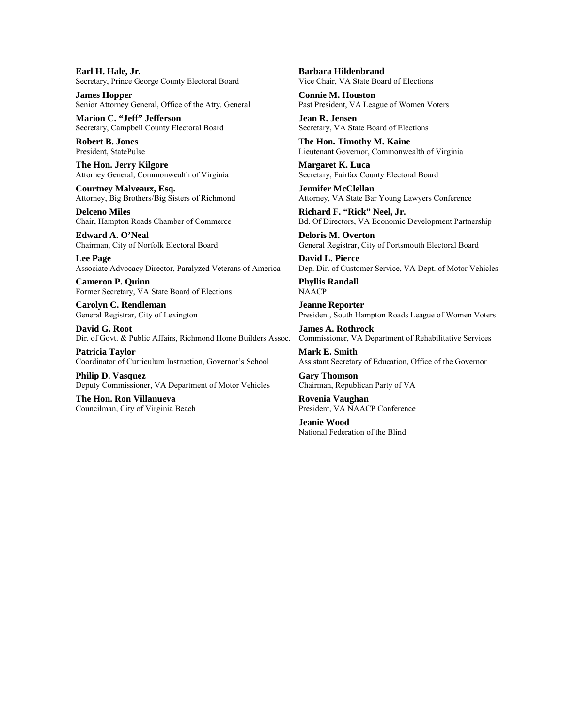**Earl H. Hale, Jr.**
Secretary, Prince George County Electoral Board

**James Hopper**
Senior Attorney General, Office of the Atty. General

**Marion C. "Jeff" Jefferson**
Secretary, Campbell County Electoral Board

**Robert B. Jones**
President, StatePulse

**The Hon. Jerry Kilgore**
Attorney General, Commonwealth of Virginia

**Courtney Malveaux, Esq.**
Attorney, Big Brothers/Big Sisters of Richmond

**Delceno Miles**
Chair, Hampton Roads Chamber of Commerce

**Edward A. O'Neal**
Chairman, City of Norfolk Electoral Board

**Lee Page**
Associate Advocacy Director, Paralyzed Veterans of America

**Cameron P. Quinn**
Former Secretary, VA State Board of Elections

**Carolyn C. Rendleman**
General Registrar, City of Lexington

**David G. Root**
Dir. of Govt. & Public Affairs, Richmond Home Builders Assoc.

**Patricia Taylor**
Coordinator of Curriculum Instruction, Governor's School

**Philip D. Vasquez**
Deputy Commissioner, VA Department of Motor Vehicles

**The Hon. Ron Villanueva**
Councilman, City of Virginia Beach

**Barbara Hildenbrand**
Vice Chair, VA State Board of Elections

**Connie M. Houston**
Past President, VA League of Women Voters

**Jean R. Jensen**
Secretary, VA State Board of Elections

**The Hon. Timothy M. Kaine**
Lieutenant Governor, Commonwealth of Virginia

**Margaret K. Luca**
Secretary, Fairfax County Electoral Board

**Jennifer McClellan**
Attorney, VA State Bar Young Lawyers Conference

**Richard F. "Rick" Neel, Jr.**
Bd. Of Directors, VA Economic Development Partnership

**Deloris M. Overton**
General Registrar, City of Portsmouth Electoral Board

**David L. Pierce**
Dep. Dir. of Customer Service, VA Dept. of Motor Vehicles

**Phyllis Randall**
NAACP

**Jeanne Reporter**
President, South Hampton Roads League of Women Voters

**James A. Rothrock**
Commissioner, VA Department of Rehabilitative Services

**Mark E. Smith**
Assistant Secretary of Education, Office of the Governor

**Gary Thomson**
Chairman, Republican Party of VA

**Rovenia Vaughan**
President, VA NAACP Conference

**Jeanie Wood**
National Federation of the Blind